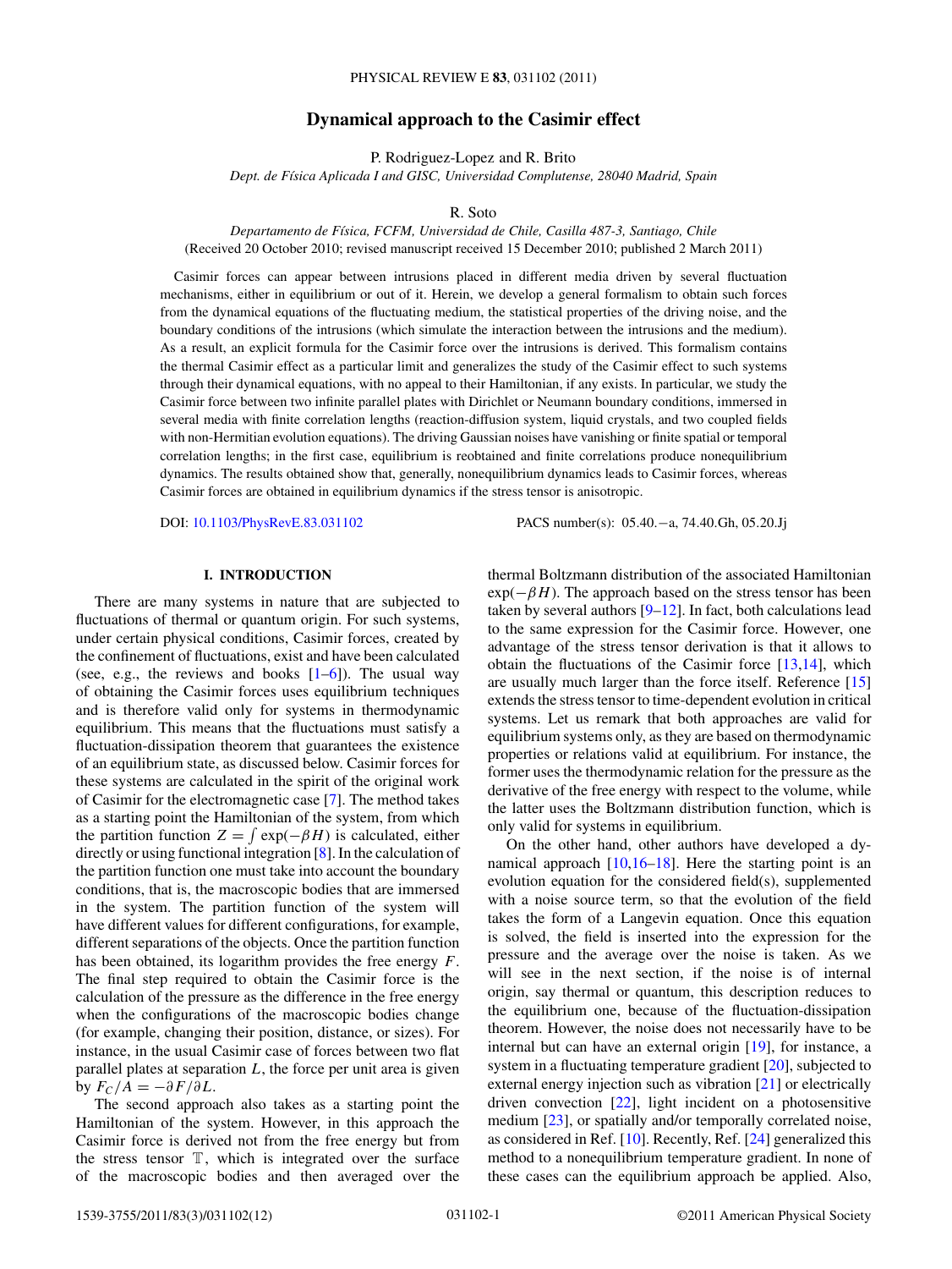# Dynamical approach to the Casimir effect

P. Rodriguez-Lopez and R. Brito

*Dept. de Física Aplicada I and GISC, Universidad Complutense, 28040 Madrid, Spain*

R. Soto

*Departamento de Física, FCFM, Universidad de Chile, Casilla 487-3, Santiago, Chile*

(Received 20 October 2010; revised manuscript received 15 December 2010; published 2 March 2011)

Casimir forces can appear between intrusions placed in different media driven by several fluctuation mechanisms, either in equilibrium or out of it. Herein, we develop a general formalism to obtain such forces from the dynamical equations of the fluctuating medium, the statistical properties of the driving noise, and the boundary conditions of the intrusions (which simulate the interaction between the intrusions and the medium). As a result, an explicit formula for the Casimir force over the intrusions is derived. This formalism contains the thermal Casimir effect as a particular limit and generalizes the study of the Casimir effect to such systems through their dynamical equations, with no appeal to their Hamiltonian, if any exists. In particular, we study the Casimir force between two infinite parallel plates with Dirichlet or Neumann boundary conditions, immersed in several media with finite correlation lengths (reaction-diffusion system, liquid crystals, and two coupled fields with non-Hermitian evolution equations). The driving Gaussian noises have vanishing or finite spatial or temporal correlation lengths; in the first case, equilibrium is reobtained and finite correlations produce nonequilibrium dynamics. The results obtained show that, generally, nonequilibrium dynamics leads to Casimir forces, whereas Casimir forces are obtained in equilibrium dynamics if the stress tensor is anisotropic.

DOI: 10.1103/PhysRevE.83.031102 PACS number(s): 05.40.−a, 74.40.Gh, 05.20.Jj

## I. INTRODUCTION

There are many systems in nature that are subjected to fluctuations of thermal or quantum origin. For such systems, under certain physical conditions, Casimir forces, created by the confinement of fluctuations, exist and have been calculated (see, e.g., the reviews and books [1–6]). The usual way of obtaining the Casimir forces uses equilibrium techniques and is therefore valid only for systems in thermodynamic equilibrium. This means that the fluctuations must satisfy a fluctuation-dissipation theorem that guarantees the existence of an equilibrium state, as discussed below. Casimir forces for these systems are calculated in the spirit of the original work of Casimir for the electromagnetic case [7]. The method takes as a starting point the Hamiltonian of the system, from which the partition function $Z = \int \exp(-\beta H)$ is calculated, either directly or using functional integration [8]. In the calculation of the partition function one must take into account the boundary conditions, that is, the macroscopic bodies that are immersed in the system. The partition function of the system will have different values for different configurations, for example, different separations of the objects. Once the partition function has been obtained, its logarithm provides the free energy $F$. The final step required to obtain the Casimir force is the calculation of the pressure as the difference in the free energy when the configurations of the macroscopic bodies change (for example, changing their position, distance, or sizes). For instance, in the usual Casimir case of forces between two flat parallel plates at separation $L$, the force per unit area is given by $F_C/A = -\partial F/\partial L$.

The second approach also takes as a starting point the Hamiltonian of the system. However, in this approach the Casimir force is derived not from the free energy but from the stress tensor $\mathbb{T}$, which is integrated over the surface of the macroscopic bodies and then averaged over the thermal Boltzmann distribution of the associated Hamiltonian $\exp(-\beta H)$. The approach based on the stress tensor has been taken by several authors [9–12]. In fact, both calculations lead to the same expression for the Casimir force. However, one advantage of the stress tensor derivation is that it allows to obtain the fluctuations of the Casimir force [13,14], which are usually much larger than the force itself. Reference [15] extends the stress tensor to time-dependent evolution in critical systems. Let us remark that both approaches are valid for equilibrium systems only, as they are based on thermodynamic properties or relations valid at equilibrium. For instance, the former uses the thermodynamic relation for the pressure as the derivative of the free energy with respect to the volume, while the latter uses the Boltzmann distribution function, which is only valid for systems in equilibrium.

On the other hand, other authors have developed a dynamical approach [10,16–18]. Here the starting point is an evolution equation for the considered field(s), supplemented with a noise source term, so that the evolution of the field takes the form of a Langevin equation. Once this equation is solved, the field is inserted into the expression for the pressure and the average over the noise is taken. As we will see in the next section, if the noise is of internal origin, say thermal or quantum, this description reduces to the equilibrium one, because of the fluctuation-dissipation theorem. However, the noise does not necessarily have to be internal but can have an external origin [19], for instance, a system in a fluctuating temperature gradient [20], subjected to external energy injection such as vibration [21] or electrically driven convection [22], light incident on a photosensitive medium [23], or spatially and/or temporally correlated noise, as considered in Ref. [10]. Recently, Ref. [24] generalized this method to a nonequilibrium temperature gradient. In none of these cases can the equilibrium approach be applied. Also,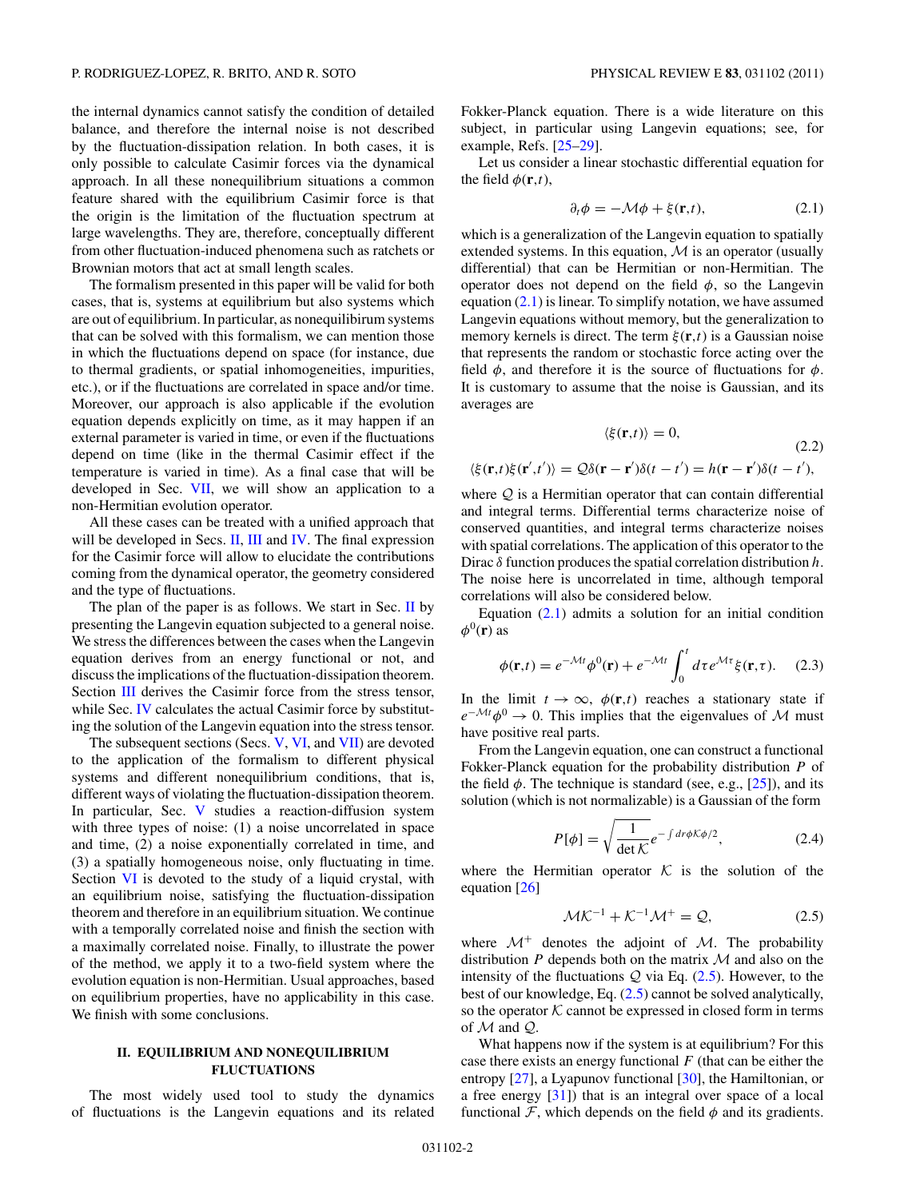the internal dynamics cannot satisfy the condition of detailed balance, and therefore the internal noise is not described by the fluctuation-dissipation relation. In both cases, it is only possible to calculate Casimir forces via the dynamical approach. In all these nonequilibrium situations a common feature shared with the equilibrium Casimir force is that the origin is the limitation of the fluctuation spectrum at large wavelengths. They are, therefore, conceptually different from other fluctuation-induced phenomena such as ratchets or Brownian motors that act at small length scales.

The formalism presented in this paper will be valid for both cases, that is, systems at equilibrium but also systems which are out of equilibrium. In particular, as nonequilibrium systems that can be solved with this formalism, we can mention those in which the fluctuations depend on space (for instance, due to thermal gradients, or spatial inhomogeneities, impurities, etc.), or if the fluctuations are correlated in space and/or time. Moreover, our approach is also applicable if the evolution equation depends explicitly on time, as it may happen if an external parameter is varied in time, or even if the fluctuations depend on time (like in the thermal Casimir effect if the temperature is varied in time). As a final case that will be developed in Sec. VII, we will show an application to a non-Hermitian evolution operator.

All these cases can be treated with a unified approach that will be developed in Secs. II, III and IV. The final expression for the Casimir force will allow to elucidate the contributions coming from the dynamical operator, the geometry considered and the type of fluctuations.

The plan of the paper is as follows. We start in Sec. II by presenting the Langevin equation subjected to a general noise. We stress the differences between the cases when the Langevin equation derives from an energy functional or not, and discuss the implications of the fluctuation-dissipation theorem. Section III derives the Casimir force from the stress tensor, while Sec. IV calculates the actual Casimir force by substituting the solution of the Langevin equation into the stress tensor.

The subsequent sections (Secs. V, VI, and VII) are devoted to the application of the formalism to different physical systems and different nonequilibrium conditions, that is, different ways of violating the fluctuation-dissipation theorem. In particular, Sec. V studies a reaction-diffusion system with three types of noise: (1) a noise uncorrelated in space and time, (2) a noise exponentially correlated in time, and (3) a spatially homogeneous noise, only fluctuating in time. Section VI is devoted to the study of a liquid crystal, with an equilibrium noise, satisfying the fluctuation-dissipation theorem and therefore in an equilibrium situation. We continue with a temporally correlated noise and finish the section with a maximally correlated noise. Finally, to illustrate the power of the method, we apply it to a two-field system where the evolution equation is non-Hermitian. Usual approaches, based on equilibrium properties, have no applicability in this case. We finish with some conclusions.

## II. EQUILIBRIUM AND NONEQUILIBRIUM FLUCTUATIONS

The most widely used tool to study the dynamics of fluctuations is the Langevin equations and its related Fokker-Planck equation. There is a wide literature on this subject, in particular using Langevin equations; see, for example, Refs. [25–29].

Let us consider a linear stochastic differential equation for the field $\phi(\mathbf{r},t)$,

$$\partial_t \phi = -\mathcal{M}\phi + \xi(\mathbf{r},t), \tag{2.1}$$

which is a generalization of the Langevin equation to spatially extended systems. In this equation, $\mathcal{M}$ is an operator (usually differential) that can be Hermitian or non-Hermitian. The operator does not depend on the field $\phi$, so the Langevin equation (2.1) is linear. To simplify notation, we have assumed Langevin equations without memory, but the generalization to memory kernels is direct. The term $\xi(\mathbf{r},t)$ is a Gaussian noise that represents the random or stochastic force acting over the field $\phi$, and therefore it is the source of fluctuations for $\phi$. It is customary to assume that the noise is Gaussian, and its averages are

$$\begin{gathered}\langle \xi(\mathbf{r},t)\rangle = 0, \\ \langle \xi(\mathbf{r},t)\xi(\mathbf{r}',t')\rangle = \mathcal{Q}\delta(\mathbf{r}-\mathbf{r}')\delta(t-t') = h(\mathbf{r}-\mathbf{r}')\delta(t-t'),\end{gathered} \tag{2.2}$$

where $\mathcal{Q}$ is a Hermitian operator that can contain differential and integral terms. Differential terms characterize noise of conserved quantities, and integral terms characterize noises with spatial correlations. The application of this operator to the Dirac $\delta$ function produces the spatial correlation distribution $h$. The noise here is uncorrelated in time, although temporal correlations will also be considered below.

Equation (2.1) admits a solution for an initial condition $\phi^0(\mathbf{r})$ as

$$\phi(\mathbf{r},t) = e^{-\mathcal{M}t}\phi^0(\mathbf{r}) + e^{-\mathcal{M}t}\int_0^t d\tau\, e^{\mathcal{M}\tau}\xi(\mathbf{r},\tau). \tag{2.3}$$

In the limit $t\to\infty$, $\phi(\mathbf{r},t)$ reaches a stationary state if $e^{-\mathcal{M}t}\phi^0 \to 0$. This implies that the eigenvalues of $\mathcal{M}$ must have positive real parts.

From the Langevin equation, one can construct a functional Fokker-Planck equation for the probability distribution $P$ of the field $\phi$. The technique is standard (see, e.g., [25]), and its solution (which is not normalizable) is a Gaussian of the form

$$P[\phi] = \sqrt{\frac{1}{\det \mathcal{K}}}\, e^{-\int dr \phi \mathcal{K}\phi/2}, \tag{2.4}$$

where the Hermitian operator $\mathcal{K}$ is the solution of the equation [26]

$$\mathcal{M}\mathcal{K}^{-1} + \mathcal{K}^{-1}\mathcal{M}^{+} = \mathcal{Q}, \tag{2.5}$$

where $\mathcal{M}^{+}$ denotes the adjoint of $\mathcal{M}$. The probability distribution $P$ depends both on the matrix $\mathcal{M}$ and also on the intensity of the fluctuations $\mathcal{Q}$ via Eq. (2.5). However, to the best of our knowledge, Eq. (2.5) cannot be solved analytically, so the operator $\mathcal{K}$ cannot be expressed in closed form in terms of $\mathcal{M}$ and $\mathcal{Q}$.

What happens now if the system is at equilibrium? For this case there exists an energy functional $F$ (that can be either the entropy [27], a Lyapunov functional [30], the Hamiltonian, or a free energy [31]) that is an integral over space of a local functional $\mathcal{F}$, which depends on the field $\phi$ and its gradients.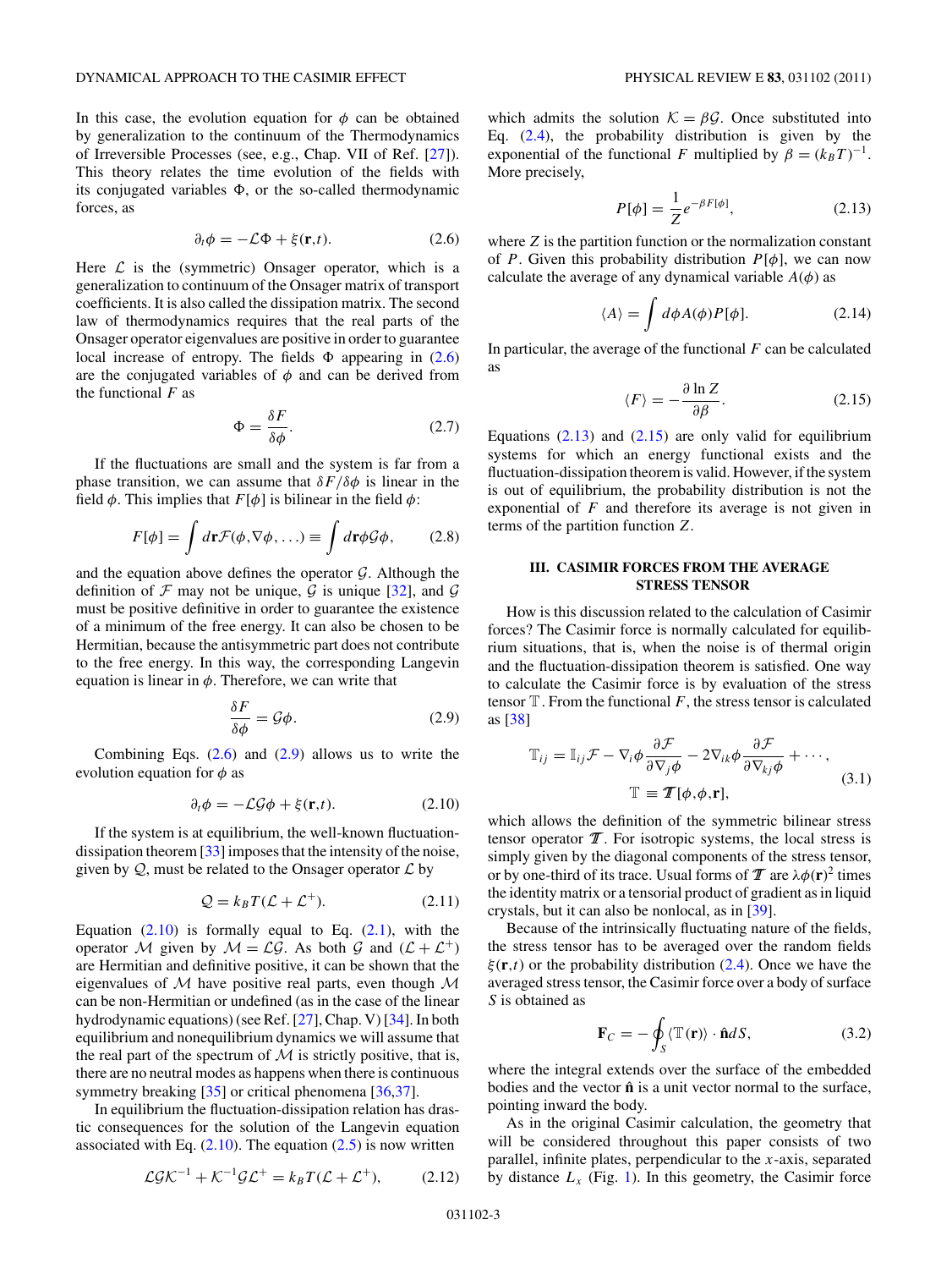In this case, the evolution equation for $\phi$ can be obtained by generalization to the continuum of the Thermodynamics of Irreversible Processes (see, e.g., Chap. VII of Ref. [27]). This theory relates the time evolution of the fields with its conjugated variables $\Phi$, or the so-called thermodynamic forces, as

$$\partial_t \phi = -\mathcal{L}\Phi + \xi(\mathbf{r},t). \tag{2.6}$$

Here $\mathcal{L}$ is the (symmetric) Onsager operator, which is a generalization to continuum of the Onsager matrix of transport coefficients. It is also called the dissipation matrix. The second law of thermodynamics requires that the real parts of the Onsager operator eigenvalues are positive in order to guarantee local increase of entropy. The fields $\Phi$ appearing in (2.6) are the conjugated variables of $\phi$ and can be derived from the functional $F$ as

$$\Phi = \frac{\delta F}{\delta \phi}. \tag{2.7}$$

If the fluctuations are small and the system is far from a phase transition, we can assume that $\delta F/\delta\phi$ is linear in the field $\phi$. This implies that $F[\phi]$ is bilinear in the field $\phi$:

$$F[\phi] = \int d\mathbf{r}\mathcal{F}(\phi,\nabla\phi,\ldots) \equiv \int d\mathbf{r}\phi\mathcal{G}\phi, \tag{2.8}$$

and the equation above defines the operator $\mathcal{G}$. Although the definition of $\mathcal{F}$ may not be unique, $\mathcal{G}$ is unique [32], and $\mathcal{G}$ must be positive definitive in order to guarantee the existence of a minimum of the free energy. It can also be chosen to be Hermitian, because the antisymmetric part does not contribute to the free energy. In this way, the corresponding Langevin equation is linear in $\phi$. Therefore, we can write that

$$\frac{\delta F}{\delta \phi} = \mathcal{G}\phi. \tag{2.9}$$

Combining Eqs. (2.6) and (2.9) allows us to write the evolution equation for $\phi$ as

$$\partial_t \phi = -\mathcal{L}\mathcal{G}\phi + \xi(\mathbf{r},t). \tag{2.10}$$

If the system is at equilibrium, the well-known fluctuation-dissipation theorem [33] imposes that the intensity of the noise, given by $\mathcal{Q}$, must be related to the Onsager operator $\mathcal{L}$ by

$$\mathcal{Q} = k_B T(\mathcal{L} + \mathcal{L}^+). \tag{2.11}$$

Equation (2.10) is formally equal to Eq. (2.1), with the operator $\mathcal{M}$ given by $\mathcal{M} = \mathcal{L}\mathcal{G}$. As both $\mathcal{G}$ and $(\mathcal{L} + \mathcal{L}^+)$ are Hermitian and definitive positive, it can be shown that the eigenvalues of $\mathcal{M}$ have positive real parts, even though $\mathcal{M}$ can be non-Hermitian or undefined (as in the case of the linear hydrodynamic equations) (see Ref. [27], Chap. V) [34]. In both equilibrium and nonequilibrium dynamics we will assume that the real part of the spectrum of $\mathcal{M}$ is strictly positive, that is, there are no neutral modes as happens when there is continuous symmetry breaking [35] or critical phenomena [36,37].

In equilibrium the fluctuation-dissipation relation has drastic consequences for the solution of the Langevin equation associated with Eq. (2.10). The equation (2.5) is now written

$$\mathcal{L}\mathcal{G}\mathcal{K}^{-1} + \mathcal{K}^{-1}\mathcal{G}\mathcal{L}^+ = k_B T(\mathcal{L} + \mathcal{L}^+), \tag{2.12}$$

which admits the solution $\mathcal{K} = \beta\mathcal{G}$. Once substituted into Eq. (2.4), the probability distribution is given by the exponential of the functional $F$ multiplied by $\beta = (k_B T)^{-1}$. More precisely,

$$P[\phi] = \frac{1}{Z}e^{-\beta F[\phi]}, \tag{2.13}$$

where $Z$ is the partition function or the normalization constant of $P$. Given this probability distribution $P[\phi]$, we can now calculate the average of any dynamical variable $A(\phi)$ as

$$\langle A \rangle = \int d\phi A(\phi) P[\phi]. \tag{2.14}$$

In particular, the average of the functional $F$ can be calculated as

$$\langle F \rangle = -\frac{\partial \ln Z}{\partial \beta}. \tag{2.15}$$

Equations (2.13) and (2.15) are only valid for equilibrium systems for which an energy functional exists and the fluctuation-dissipation theorem is valid. However, if the system is out of equilibrium, the probability distribution is not the exponential of $F$ and therefore its average is not given in terms of the partition function $Z$.

## III. CASIMIR FORCES FROM THE AVERAGE STRESS TENSOR

How is this discussion related to the calculation of Casimir forces? The Casimir force is normally calculated for equilibrium situations, that is, when the noise is of thermal origin and the fluctuation-dissipation theorem is satisfied. One way to calculate the Casimir force is by evaluation of the stress tensor $\mathbb{T}$. From the functional $F$, the stress tensor is calculated as [38]

$$\mathbb{T}_{ij} = \mathbb{I}_{ij}\mathcal{F} - \nabla_i\phi\frac{\partial\mathcal{F}}{\partial\nabla_j\phi} - 2\nabla_{ik}\phi\frac{\partial\mathcal{F}}{\partial\nabla_{kj}\phi} + \cdots,$$
$$\mathbb{T} \equiv \boldsymbol{\mathcal{T}}[\phi,\phi,\mathbf{r}], \tag{3.1}$$

which allows the definition of the symmetric bilinear stress tensor operator $\boldsymbol{\mathcal{T}}$. For isotropic systems, the local stress is simply given by the diagonal components of the stress tensor, or by one-third of its trace. Usual forms of $\boldsymbol{\mathcal{T}}$ are $\lambda\phi(\mathbf{r})^2$ times the identity matrix or a tensorial product of gradient as in liquid crystals, but it can also be nonlocal, as in [39].

Because of the intrinsically fluctuating nature of the fields, the stress tensor has to be averaged over the random fields $\xi(\mathbf{r},t)$ or the probability distribution (2.4). Once we have the averaged stress tensor, the Casimir force over a body of surface $S$ is obtained as

$$\mathbf{F}_C = -\oint_S \langle \mathbb{T}(\mathbf{r}) \rangle \cdot \hat{\mathbf{n}} dS, \tag{3.2}$$

where the integral extends over the surface of the embedded bodies and the vector $\hat{\mathbf{n}}$ is a unit vector normal to the surface, pointing inward the body.

As in the original Casimir calculation, the geometry that will be considered throughout this paper consists of two parallel, infinite plates, perpendicular to the $x$-axis, separated by distance $L_x$ (Fig. 1). In this geometry, the Casimir force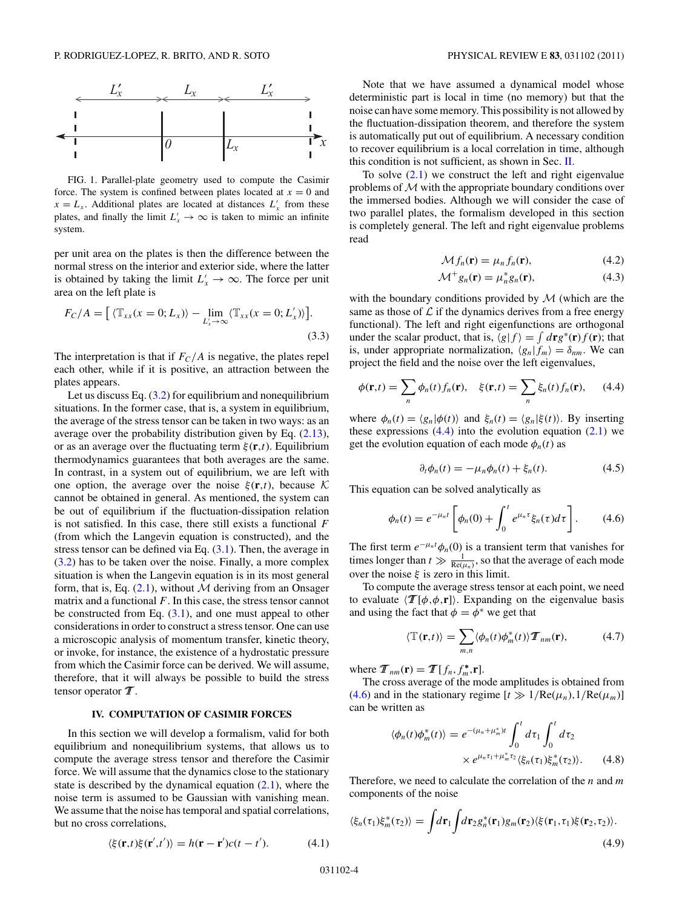FIG. 1. Parallel-plate geometry used to compute the Casimir force. The system is confined between plates located at $x = 0$ and $x = L_x$. Additional plates are located at distances $L_x'$ from these plates, and finally the limit $L_x' \to \infty$ is taken to mimic an infinite system.

per unit area on the plates is then the difference between the normal stress on the interior and exterior side, where the latter is obtained by taking the limit $L_x' \to \infty$. The force per unit area on the left plate is

$$F_C/A = \left[ \langle \mathbb{T}_{xx}(x=0;L_x)\rangle - \lim_{L_x'\to\infty} \langle \mathbb{T}_{xx}(x=0;L_x')\rangle \right]. \tag{3.3}$$

The interpretation is that if $F_C/A$ is negative, the plates repel each other, while if it is positive, an attraction between the plates appears.

Let us discuss Eq. (3.2) for equilibrium and nonequilibrium situations. In the former case, that is, a system in equilibrium, the average of the stress tensor can be taken in two ways: as an average over the probability distribution given by Eq. (2.13), or as an average over the fluctuating term $\xi(\mathbf{r},t)$. Equilibrium thermodynamics guarantees that both averages are the same. In contrast, in a system out of equilibrium, we are left with one option, the average over the noise $\xi(\mathbf{r},t)$, because $\mathcal{K}$ cannot be obtained in general. As mentioned, the system can be out of equilibrium if the fluctuation-dissipation relation is not satisfied. In this case, there still exists a functional $F$ (from which the Langevin equation is constructed), and the stress tensor can be defined via Eq. (3.1). Then, the average in (3.2) has to be taken over the noise. Finally, a more complex situation is when the Langevin equation is in its most general form, that is, Eq. (2.1), without $\mathcal{M}$ deriving from an Onsager matrix and a functional $F$. In this case, the stress tensor cannot be constructed from Eq. (3.1), and one must appeal to other considerations in order to construct a stress tensor. One can use a microscopic analysis of momentum transfer, kinetic theory, or invoke, for instance, the existence of a hydrostatic pressure from which the Casimir force can be derived. We will assume, therefore, that it will always be possible to build the stress tensor operator $\mathcal{T}$.

## IV. COMPUTATION OF CASIMIR FORCES

In this section we will develop a formalism, valid for both equilibrium and nonequilibrium systems, that allows us to compute the average stress tensor and therefore the Casimir force. We will assume that the dynamics close to the stationary state is described by the dynamical equation (2.1), where the noise term is assumed to be Gaussian with vanishing mean. We assume that the noise has temporal and spatial correlations, but no cross correlations,

$$\langle \xi(\mathbf{r},t)\xi(\mathbf{r}',t')\rangle = h(\mathbf{r}-\mathbf{r}')c(t-t'). \tag{4.1}$$

Note that we have assumed a dynamical model whose deterministic part is local in time (no memory) but that the noise can have some memory. This possibility is not allowed by the fluctuation-dissipation theorem, and therefore the system is automatically put out of equilibrium. A necessary condition to recover equilibrium is a local correlation in time, although this condition is not sufficient, as shown in Sec. II.

To solve (2.1) we construct the left and right eigenvalue problems of $\mathcal{M}$ with the appropriate boundary conditions over the immersed bodies. Although we will consider the case of two parallel plates, the formalism developed in this section is completely general. The left and right eigenvalue problems read

$$\mathcal{M} f_n(\mathbf{r}) = \mu_n f_n(\mathbf{r}), \tag{4.2}$$

$$\mathcal{M}^+ g_n(\mathbf{r}) = \mu_n^* g_n(\mathbf{r}), \tag{4.3}$$

with the boundary conditions provided by $\mathcal{M}$ (which are the same as those of $\mathcal{L}$ if the dynamics derives from a free energy functional). The left and right eigenfunctions are orthogonal under the scalar product, that is, $\langle g|f\rangle = \int d\mathbf{r} g^*(\mathbf{r}) f(\mathbf{r})$; that is, under appropriate normalization, $\langle g_n|f_m\rangle = \delta_{nm}$. We can project the field and the noise over the left eigenvalues,

$$\phi(\mathbf{r},t) = \sum_n \phi_n(t) f_n(\mathbf{r}), \quad \xi(\mathbf{r},t) = \sum_n \xi_n(t) f_n(\mathbf{r}), \tag{4.4}$$

where $\phi_n(t) = \langle g_n|\phi(t)\rangle$ and $\xi_n(t) = \langle g_n|\xi(t)\rangle$. By inserting these expressions (4.4) into the evolution equation (2.1) we get the evolution equation of each mode $\phi_n(t)$ as

$$\partial_t \phi_n(t) = -\mu_n \phi_n(t) + \xi_n(t). \tag{4.5}$$

This equation can be solved analytically as

$$\phi_n(t) = e^{-\mu_n t}\left[\phi_n(0) + \int_0^t e^{\mu_n \tau}\xi_n(\tau)d\tau\right]. \tag{4.6}$$

The first term $e^{-\mu_n t}\phi_n(0)$ is a transient term that vanishes for times longer than $t \gg \frac{1}{\mathrm{Re}(\mu_n)}$, so that the average of each mode over the noise $\xi$ is zero in this limit.

To compute the average stress tensor at each point, we need to evaluate $\langle \mathcal{T}[\phi,\phi,\mathbf{r}]\rangle$. Expanding on the eigenvalue basis and using the fact that $\phi = \phi^*$ we get that

$$\langle \mathbb{T}(\mathbf{r},t)\rangle = \sum_{m,n} \langle \phi_n(t)\phi_m^*(t)\rangle \mathcal{T}_{nm}(\mathbf{r}), \tag{4.7}$$

where $\mathcal{T}_{nm}(\mathbf{r}) = \mathcal{T}[f_n, f_m^*, \mathbf{r}]$.

The cross average of the mode amplitudes is obtained from (4.6) and in the stationary regime $[t \gg 1/\mathrm{Re}(\mu_n), 1/\mathrm{Re}(\mu_m)]$ can be written as

$$\langle \phi_n(t)\phi_m^*(t)\rangle = e^{-(\mu_n+\mu_m^*)t}\int_0^t d\tau_1 \int_0^t d\tau_2 \times e^{\mu_n\tau_1+\mu_m^*\tau_2}\langle \xi_n(\tau_1)\xi_m^*(\tau_2)\rangle. \tag{4.8}$$

Therefore, we need to calculate the correlation of the $n$ and $m$ components of the noise

$$\langle \xi_n(\tau_1)\xi_m^*(\tau_2)\rangle = \int d\mathbf{r}_1 \int d\mathbf{r}_2 g_n^*(\mathbf{r}_1) g_m(\mathbf{r}_2)\langle \xi(\mathbf{r}_1,\tau_1)\xi(\mathbf{r}_2,\tau_2)\rangle. \tag{4.9}$$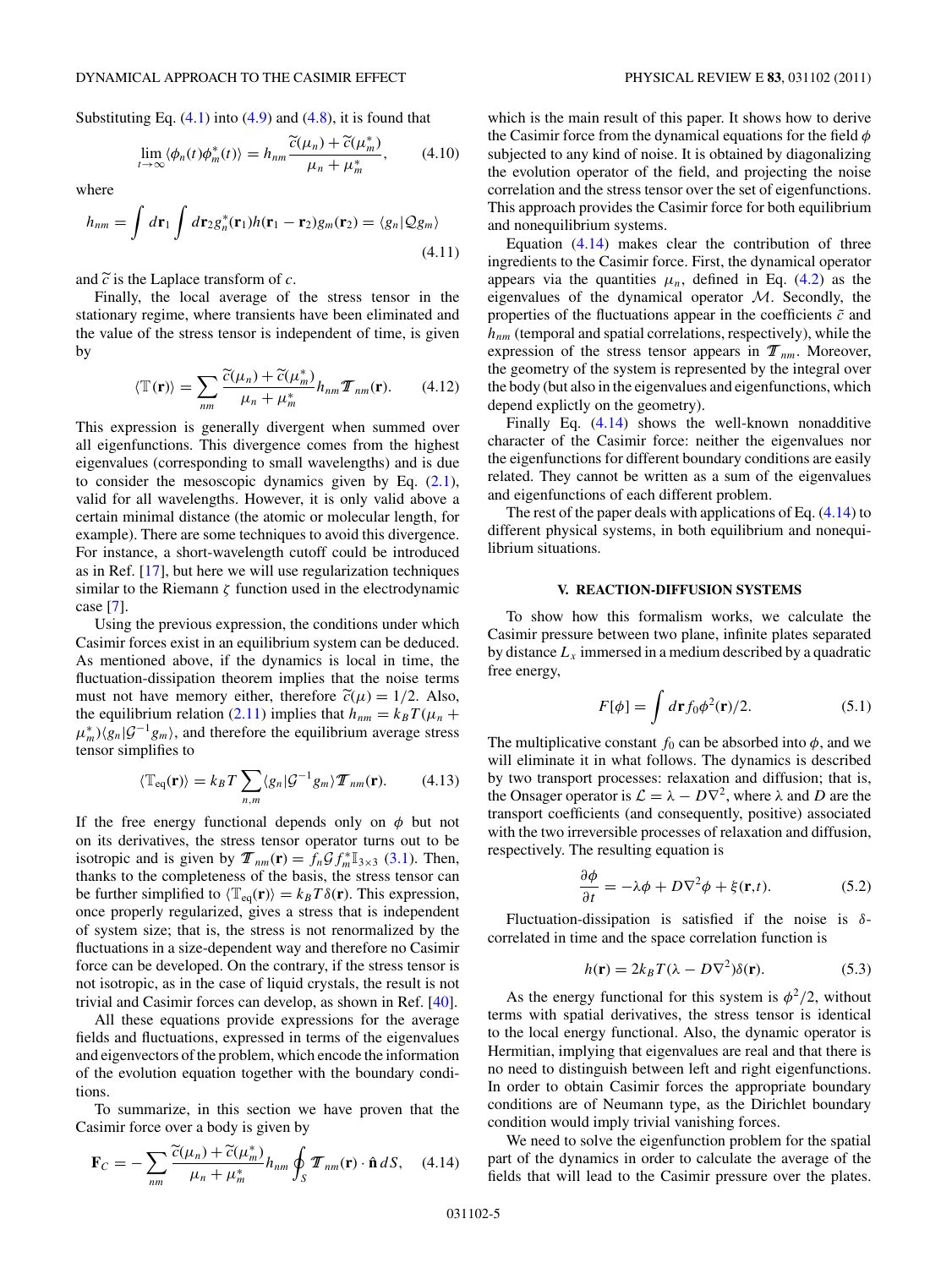Substituting Eq. (4.1) into (4.9) and (4.8), it is found that

$$\lim_{t\to\infty} \langle \phi_n(t)\phi_m^*(t)\rangle = h_{nm}\frac{\widetilde{c}(\mu_n)+\widetilde{c}(\mu_m^*)}{\mu_n+\mu_m^*}, \qquad (4.10)$$

where

$$h_{nm} = \int d\mathbf{r}_1 \int d\mathbf{r}_2 g_n^*(\mathbf{r}_1)h(\mathbf{r}_1-\mathbf{r}_2)g_m(\mathbf{r}_2) = \langle g_n|\mathcal{Q}g_m\rangle \qquad (4.11)$$

and $\widetilde{c}$ is the Laplace transform of $c$.

Finally, the local average of the stress tensor in the stationary regime, where transients have been eliminated and the value of the stress tensor is independent of time, is given by

$$\langle \mathbb{T}(\mathbf{r})\rangle = \sum_{nm}\frac{\widetilde{c}(\mu_n)+\widetilde{c}(\mu_m^*)}{\mu_n+\mu_m^*}h_{nm}\boldsymbol{\mathcal{T}}_{nm}(\mathbf{r}). \qquad (4.12)$$

This expression is generally divergent when summed over all eigenfunctions. This divergence comes from the highest eigenvalues (corresponding to small wavelengths) and is due to consider the mesoscopic dynamics given by Eq. (2.1), valid for all wavelengths. However, it is only valid above a certain minimal distance (the atomic or molecular length, for example). There are some techniques to avoid this divergence. For instance, a short-wavelength cutoff could be introduced as in Ref. [17], but here we will use regularization techniques similar to the Riemann $\zeta$ function used in the electrodynamic case [7].

Using the previous expression, the conditions under which Casimir forces exist in an equilibrium system can be deduced. As mentioned above, if the dynamics is local in time, the fluctuation-dissipation theorem implies that the noise terms must not have memory either, therefore $\widetilde{c}(\mu)=1/2$. Also, the equilibrium relation (2.11) implies that $h_{nm}=k_BT(\mu_n+\mu_m^*)\langle g_n|\mathcal{G}^{-1}g_m\rangle$, and therefore the equilibrium average stress tensor simplifies to

$$\langle \mathbb{T}_{\rm eq}(\mathbf{r})\rangle = k_BT\sum_{n,m}\langle g_n|\mathcal{G}^{-1}g_m\rangle\boldsymbol{\mathcal{T}}_{nm}(\mathbf{r}). \qquad (4.13)$$

If the free energy functional depends only on $\phi$ but not on its derivatives, the stress tensor operator turns out to be isotropic and is given by $\boldsymbol{\mathcal{T}}_{nm}(\mathbf{r}) = f_n\mathcal{G}f_m^*\mathbb{I}_{3\times 3}$ (3.1). Then, thanks to the completeness of the basis, the stress tensor can be further simplified to $\langle \mathbb{T}_{\rm eq}(\mathbf{r})\rangle = k_BT\delta(\mathbf{r})$. This expression, once properly regularized, gives a stress that is independent of system size; that is, the stress is not renormalized by the fluctuations in a size-dependent way and therefore no Casimir force can be developed. On the contrary, if the stress tensor is not isotropic, as in the case of liquid crystals, the result is not trivial and Casimir forces can develop, as shown in Ref. [40].

All these equations provide expressions for the average fields and fluctuations, expressed in terms of the eigenvalues and eigenvectors of the problem, which encode the information of the evolution equation together with the boundary conditions.

To summarize, in this section we have proven that the Casimir force over a body is given by

$$\mathbf{F}_C = -\sum_{nm}\frac{\widetilde{c}(\mu_n)+\widetilde{c}(\mu_m^*)}{\mu_n+\mu_m^*}h_{nm}\oint_S \boldsymbol{\mathcal{T}}_{nm}(\mathbf{r})\cdot\hat{\mathbf{n}}\,dS, \qquad (4.14)$$

which is the main result of this paper. It shows how to derive the Casimir force from the dynamical equations for the field $\phi$ subjected to any kind of noise. It is obtained by diagonalizing the evolution operator of the field, and projecting the noise correlation and the stress tensor over the set of eigenfunctions. This approach provides the Casimir force for both equilibrium and nonequilibrium systems.

Equation (4.14) makes clear the contribution of three ingredients to the Casimir force. First, the dynamical operator appears via the quantities $\mu_n$, defined in Eq. (4.2) as the eigenvalues of the dynamical operator $\mathcal{M}$. Secondly, the properties of the fluctuations appear in the coefficients $\tilde{c}$ and $h_{nm}$ (temporal and spatial correlations, respectively), while the expression of the stress tensor appears in $\boldsymbol{\mathcal{T}}_{nm}$. Moreover, the geometry of the system is represented by the integral over the body (but also in the eigenvalues and eigenfunctions, which depend explicitly on the geometry).

Finally Eq. (4.14) shows the well-known nonadditive character of the Casimir force: neither the eigenvalues nor the eigenfunctions for different boundary conditions are easily related. They cannot be written as a sum of the eigenvalues and eigenfunctions of each different problem.

The rest of the paper deals with applications of Eq. (4.14) to different physical systems, in both equilibrium and nonequilibrium situations.

## V. REACTION-DIFFUSION SYSTEMS

To show how this formalism works, we calculate the Casimir pressure between two plane, infinite plates separated by distance $L_x$ immersed in a medium described by a quadratic free energy,

$$F[\phi] = \int d\mathbf{r}\, f_0\phi^2(\mathbf{r})/2. \qquad (5.1)$$

The multiplicative constant $f_0$ can be absorbed into $\phi$, and we will eliminate it in what follows. The dynamics is described by two transport processes: relaxation and diffusion; that is, the Onsager operator is $\mathcal{L}=\lambda - D\nabla^2$, where $\lambda$ and $D$ are the transport coefficients (and consequently, positive) associated with the two irreversible processes of relaxation and diffusion, respectively. The resulting equation is

$$\frac{\partial\phi}{\partial t} = -\lambda\phi + D\nabla^2\phi + \xi(\mathbf{r},t). \qquad (5.2)$$

Fluctuation-dissipation is satisfied if the noise is $\delta$-correlated in time and the space correlation function is

$$h(\mathbf{r}) = 2k_BT(\lambda - D\nabla^2)\delta(\mathbf{r}). \qquad (5.3)$$

As the energy functional for this system is $\phi^2/2$, without terms with spatial derivatives, the stress tensor is identical to the local energy functional. Also, the dynamic operator is Hermitian, implying that eigenvalues are real and that there is no need to distinguish between left and right eigenfunctions. In order to obtain Casimir forces the appropriate boundary conditions are of Neumann type, as the Dirichlet boundary condition would imply trivial vanishing forces.

We need to solve the eigenfunction problem for the spatial part of the dynamics in order to calculate the average of the fields that will lead to the Casimir pressure over the plates.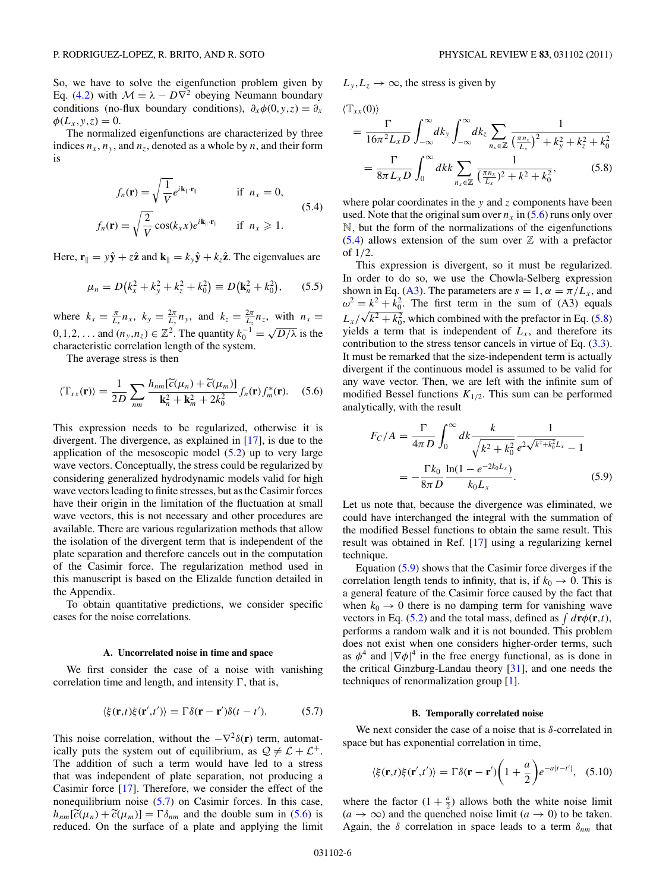So, we have to solve the eigenfunction problem given by Eq. (4.2) with $\mathcal{M} = \lambda - D\nabla^2$ obeying Neumann boundary conditions (no-flux boundary conditions), $\partial_x\phi(0,y,z) = \partial_x \phi(L_x,y,z) = 0$.

The normalized eigenfunctions are characterized by three indices $n_x$, $n_y$, and $n_z$, denoted as a whole by $n$, and their form is

$$
\begin{aligned}
f_n(\mathbf{r}) &= \sqrt{\frac{1}{V}} e^{i\mathbf{k}_\parallel\cdot\mathbf{r}_\parallel} \qquad \text{if } n_x = 0,\\
f_n(\mathbf{r}) &= \sqrt{\frac{2}{V}} \cos(k_x x) e^{i\mathbf{k}_\parallel\cdot\mathbf{r}_\parallel} \qquad \text{if } n_x \geqslant 1.
\end{aligned} \tag{5.4}
$$

Here, $\mathbf{r}_\parallel = y\hat{\mathbf{y}} + z\hat{\mathbf{z}}$ and $\mathbf{k}_\parallel = k_y\hat{\mathbf{y}} + k_z\hat{\mathbf{z}}$. The eigenvalues are

$$
\mu_n = D\left(k_x^2 + k_y^2 + k_z^2 + k_0^2\right) \equiv D\left(\mathbf{k}_n^2 + k_0^2\right), \tag{5.5}
$$

where $k_x = \frac{\pi}{L_x} n_x$, $k_y = \frac{2\pi}{L_y} n_y$, and $k_z = \frac{2\pi}{L_z} n_z$, with $n_x = 0,1,2,\ldots$ and $(n_y,n_z) \in \mathbb{Z}^2$. The quantity $k_0^{-1} = \sqrt{D/\lambda}$ is the characteristic correlation length of the system.

The average stress is then

$$
\langle \mathbb{T}_{xx}(\mathbf{r})\rangle = \frac{1}{2D}\sum_{nm} \frac{h_{nm}[\widetilde{c}(\mu_n) + \widetilde{c}(\mu_m)]}{\mathbf{k}_n^2 + \mathbf{k}_m^2 + 2k_0^2} f_n(\mathbf{r}) f_m^*(\mathbf{r}). \tag{5.6}
$$

This expression needs to be regularized, otherwise it is divergent. The divergence, as explained in [17], is due to the application of the mesoscopic model (5.2) up to very large wave vectors. Conceptually, the stress could be regularized by considering generalized hydrodynamic models valid for high wave vectors leading to finite stresses, but as the Casimir forces have their origin in the limitation of the fluctuation at small wave vectors, this is not necessary and other procedures are available. There are various regularization methods that allow the isolation of the divergent term that is independent of the plate separation and therefore cancels out in the computation of the Casimir force. The regularization method used in this manuscript is based on the Elizalde function detailed in the Appendix.

To obtain quantitative predictions, we consider specific cases for the noise correlations.

### A. Uncorrelated noise in time and space

We first consider the case of a noise with vanishing correlation time and length, and intensity $\Gamma$, that is,

$$
\langle \xi(\mathbf{r},t)\xi(\mathbf{r}',t')\rangle = \Gamma\delta(\mathbf{r}-\mathbf{r}')\delta(t-t'). \tag{5.7}
$$

This noise correlation, without the $-\nabla^2\delta(\mathbf{r})$ term, automatically puts the system out of equilibrium, as $\mathcal{Q} \neq \mathcal{L} + \mathcal{L}^+$. The addition of such a term would have led to a stress that was independent of plate separation, not producing a Casimir force [17]. Therefore, we consider the effect of the nonequilibrium noise (5.7) on Casimir forces. In this case, $h_{nm}[\widetilde{c}(\mu_n) + \widetilde{c}(\mu_m)] = \Gamma\delta_{nm}$ and the double sum in (5.6) is reduced. On the surface of a plate and applying the limit $L_y, L_z \to \infty$, the stress is given by

$$
\begin{aligned}
\langle \mathbb{T}_{xx}(0)\rangle &= \frac{\Gamma}{16\pi^2 L_x D}\int_{-\infty}^{\infty} dk_y \int_{-\infty}^{\infty} dk_z \sum_{n_x\in\mathbb{Z}} \frac{1}{\left(\frac{\pi n_x}{L_x}\right)^2 + k_y^2 + k_z^2 + k_0^2}\\
&= \frac{\Gamma}{8\pi L_x D}\int_0^\infty dk k \sum_{n_x\in\mathbb{Z}} \frac{1}{\left(\frac{\pi n_x}{L_x}\right)^2 + k^2 + k_0^2},
\end{aligned} \tag{5.8}
$$

where polar coordinates in the $y$ and $z$ components have been used. Note that the original sum over $n_x$ in (5.6) runs only over $\mathbb{N}$, but the form of the normalizations of the eigenfunctions (5.4) allows extension of the sum over $\mathbb{Z}$ with a prefactor of $1/2$.

This expression is divergent, so it must be regularized. In order to do so, we use the Chowla-Selberg expression shown in Eq. (A3). The parameters are $s = 1$, $\alpha = \pi/L_x$, and $\omega^2 = k^2 + k_0^2$. The first term in the sum of (A3) equals $L_x/\sqrt{k^2 + k_0^2}$, which combined with the prefactor in Eq. (5.8) yields a term that is independent of $L_x$, and therefore its contribution to the stress tensor cancels in virtue of Eq. (3.3). It must be remarked that the size-independent term is actually divergent if the continuous model is assumed to be valid for any wave vector. Then, we are left with the infinite sum of modified Bessel functions $K_{1/2}$. This sum can be performed analytically, with the result

$$
\begin{aligned}
F_C/A &= \frac{\Gamma}{4\pi D}\int_0^\infty dk \frac{k}{\sqrt{k^2 + k_0^2}} \frac{1}{e^{2\sqrt{k^2+k_0^2}L_x} - 1}\\
&= -\frac{\Gamma k_0}{8\pi D}\frac{\ln(1 - e^{-2k_0 L_x})}{k_0 L_x}.
\end{aligned} \tag{5.9}
$$

Let us note that, because the divergence was eliminated, we could have interchanged the integral with the summation of the modified Bessel functions to obtain the same result. This result was obtained in Ref. [17] using a regularizing kernel technique.

Equation (5.9) shows that the Casimir force diverges if the correlation length tends to infinity, that is, if $k_0 \to 0$. This is a general feature of the Casimir force caused by the fact that when $k_0 \to 0$ there is no damping term for vanishing wave vectors in Eq. (5.2) and the total mass, defined as $\int d\mathbf{r}\phi(\mathbf{r},t)$, performs a random walk and it is not bounded. This problem does not exist when one considers higher-order terms, such as $\phi^4$ and $|\nabla\phi|^4$ in the free energy functional, as is done in the critical Ginzburg-Landau theory [31], and one needs the techniques of renormalization group [1].

### B. Temporally correlated noise

We next consider the case of a noise that is $\delta$-correlated in space but has exponential correlation in time,

$$
\langle \xi(\mathbf{r},t)\xi(\mathbf{r}',t')\rangle = \Gamma\delta(\mathbf{r}-\mathbf{r}')\left(1 + \frac{a}{2}\right)e^{-a|t-t'|}, \tag{5.10}
$$

where the factor $(1 + \frac{a}{2})$ allows both the white noise limit ($a \to \infty$) and the quenched noise limit ($a \to 0$) to be taken. Again, the $\delta$ correlation in space leads to a term $\delta_{nm}$ that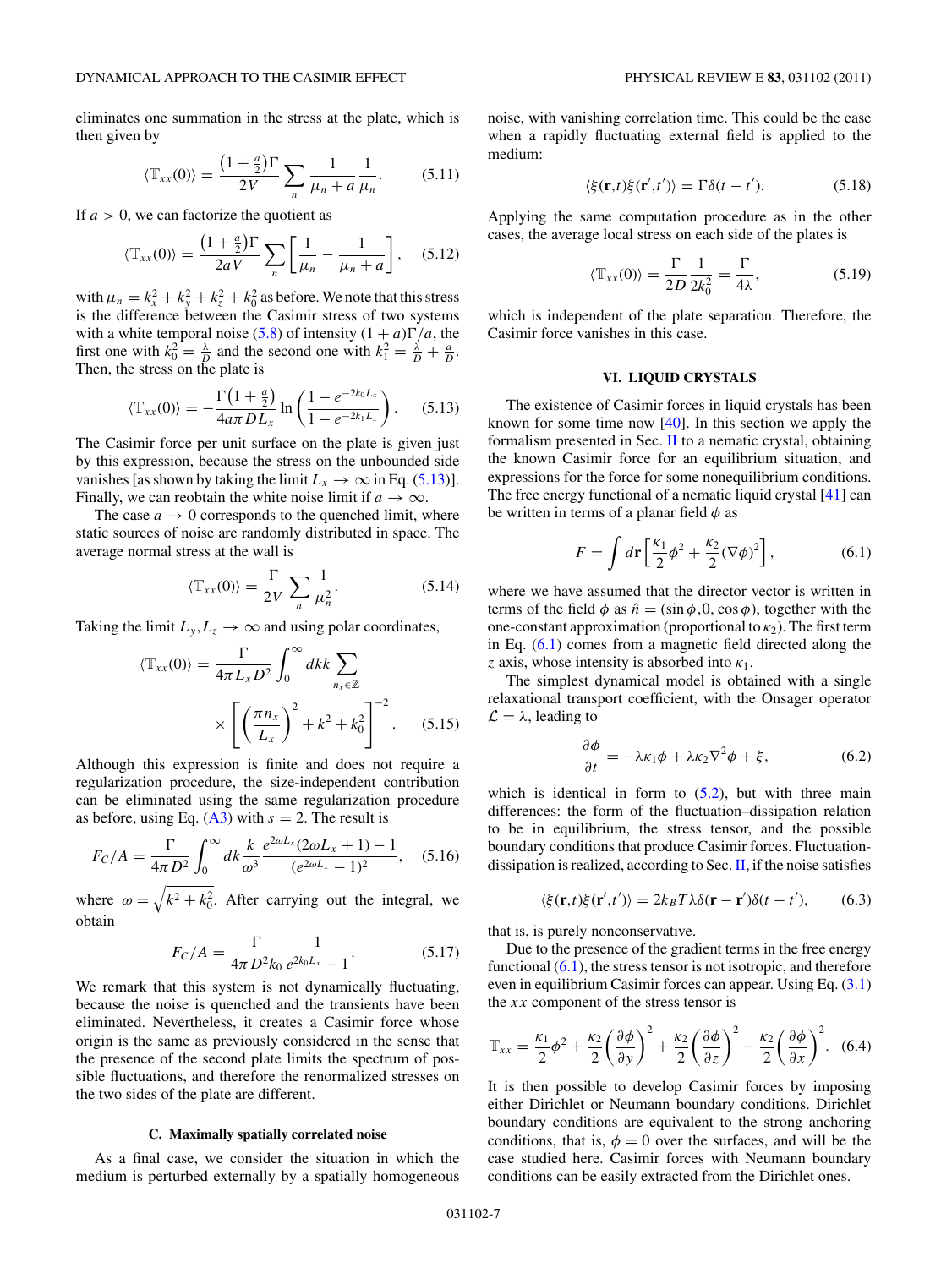eliminates one summation in the stress at the plate, which is then given by

$$\langle \mathbb{T}_{xx}(0)\rangle = \frac{\left(1+\frac{a}{2}\right)\Gamma}{2V}\sum_n \frac{1}{\mu_n + a}\frac{1}{\mu_n}. \tag{5.11}$$

If $a > 0$, we can factorize the quotient as

$$\langle \mathbb{T}_{xx}(0)\rangle = \frac{\left(1+\frac{a}{2}\right)\Gamma}{2aV}\sum_n \left[\frac{1}{\mu_n} - \frac{1}{\mu_n + a}\right], \tag{5.12}$$

with $\mu_n = k_x^2 + k_y^2 + k_z^2 + k_0^2$ as before. We note that this stress is the difference between the Casimir stress of two systems with a white temporal noise (5.8) of intensity $(1+a)\Gamma/a$, the first one with $k_0^2 = \frac{\lambda}{D}$ and the second one with $k_1^2 = \frac{\lambda}{D} + \frac{a}{D}$. Then, the stress on the plate is

$$\langle \mathbb{T}_{xx}(0)\rangle = -\frac{\Gamma\left(1+\frac{a}{2}\right)}{4a\pi D L_x}\ln\left(\frac{1-e^{-2k_0 L_x}}{1-e^{-2k_1 L_x}}\right). \tag{5.13}$$

The Casimir force per unit surface on the plate is given just by this expression, because the stress on the unbounded side vanishes [as shown by taking the limit $L_x \to \infty$ in Eq. (5.13)]. Finally, we can reobtain the white noise limit if $a \to \infty$.

The case $a \to 0$ corresponds to the quenched limit, where static sources of noise are randomly distributed in space. The average normal stress at the wall is

$$\langle \mathbb{T}_{xx}(0)\rangle = \frac{\Gamma}{2V}\sum_n \frac{1}{\mu_n^2}. \tag{5.14}$$

Taking the limit $L_y, L_z \to \infty$ and using polar coordinates,

$$\langle \mathbb{T}_{xx}(0)\rangle = \frac{\Gamma}{4\pi L_x D^2}\int_0^\infty dk k \sum_{n_x\in\mathbb{Z}} \times \left[\left(\frac{\pi n_x}{L_x}\right)^2 + k^2 + k_0^2\right]^{-2}. \tag{5.15}$$

Although this expression is finite and does not require a regularization procedure, the size-independent contribution can be eliminated using the same regularization procedure as before, using Eq. (A3) with $s = 2$. The result is

$$F_C/A = \frac{\Gamma}{4\pi D^2}\int_0^\infty dk \frac{k}{\omega^3}\frac{e^{2\omega L_x}(2\omega L_x + 1) - 1}{(e^{2\omega L_x} - 1)^2}, \tag{5.16}$$

where $\omega = \sqrt{k^2 + k_0^2}$. After carrying out the integral, we obtain

$$F_C/A = \frac{\Gamma}{4\pi D^2 k_0}\frac{1}{e^{2k_0 L_x} - 1}. \tag{5.17}$$

We remark that this system is not dynamically fluctuating, because the noise is quenched and the transients have been eliminated. Nevertheless, it creates a Casimir force whose origin is the same as previously considered in the sense that the presence of the second plate limits the spectrum of possible fluctuations, and therefore the renormalized stresses on the two sides of the plate are different.

### C. Maximally spatially correlated noise

As a final case, we consider the situation in which the medium is perturbed externally by a spatially homogeneous noise, with vanishing correlation time. This could be the case when a rapidly fluctuating external field is applied to the medium:

$$\langle \xi(\mathbf{r},t)\xi(\mathbf{r}',t')\rangle = \Gamma\delta(t-t'). \tag{5.18}$$

Applying the same computation procedure as in the other cases, the average local stress on each side of the plates is

$$\langle \mathbb{T}_{xx}(0)\rangle = \frac{\Gamma}{2D}\frac{1}{2k_0^2} = \frac{\Gamma}{4\lambda}, \tag{5.19}$$

which is independent of the plate separation. Therefore, the Casimir force vanishes in this case.

## VI. LIQUID CRYSTALS

The existence of Casimir forces in liquid crystals has been known for some time now [40]. In this section we apply the formalism presented in Sec. II to a nematic crystal, obtaining the known Casimir force for an equilibrium situation, and expressions for the force for some nonequilibrium conditions. The free energy functional of a nematic liquid crystal [41] can be written in terms of a planar field $\phi$ as

$$F = \int d\mathbf{r}\left[\frac{\kappa_1}{2}\phi^2 + \frac{\kappa_2}{2}(\nabla\phi)^2\right], \tag{6.1}$$

where we have assumed that the director vector is written in terms of the field $\phi$ as $\hat{n} = (\sin\phi, 0, \cos\phi)$, together with the one-constant approximation (proportional to $\kappa_2$). The first term in Eq. (6.1) comes from a magnetic field directed along the $z$ axis, whose intensity is absorbed into $\kappa_1$.

The simplest dynamical model is obtained with a single relaxational transport coefficient, with the Onsager operator $\mathcal{L} = \lambda$, leading to

$$\frac{\partial\phi}{\partial t} = -\lambda\kappa_1\phi + \lambda\kappa_2\nabla^2\phi + \xi, \tag{6.2}$$

which is identical in form to (5.2), but with three main differences: the form of the fluctuation–dissipation relation to be in equilibrium, the stress tensor, and the possible boundary conditions that produce Casimir forces. Fluctuation-dissipation is realized, according to Sec. II, if the noise satisfies

$$\langle \xi(\mathbf{r},t)\xi(\mathbf{r}',t')\rangle = 2k_B T\lambda\delta(\mathbf{r}-\mathbf{r}')\delta(t-t'), \tag{6.3}$$

that is, is purely nonconservative.

Due to the presence of the gradient terms in the free energy functional (6.1), the stress tensor is not isotropic, and therefore even in equilibrium Casimir forces can appear. Using Eq. (3.1) the $xx$ component of the stress tensor is

$$\mathbb{T}_{xx} = \frac{\kappa_1}{2}\phi^2 + \frac{\kappa_2}{2}\left(\frac{\partial\phi}{\partial y}\right)^2 + \frac{\kappa_2}{2}\left(\frac{\partial\phi}{\partial z}\right)^2 - \frac{\kappa_2}{2}\left(\frac{\partial\phi}{\partial x}\right)^2. \tag{6.4}$$

It is then possible to develop Casimir forces by imposing either Dirichlet or Neumann boundary conditions. Dirichlet boundary conditions are equivalent to the strong anchoring conditions, that is, $\phi = 0$ over the surfaces, and will be the case studied here. Casimir forces with Neumann boundary conditions can be easily extracted from the Dirichlet ones.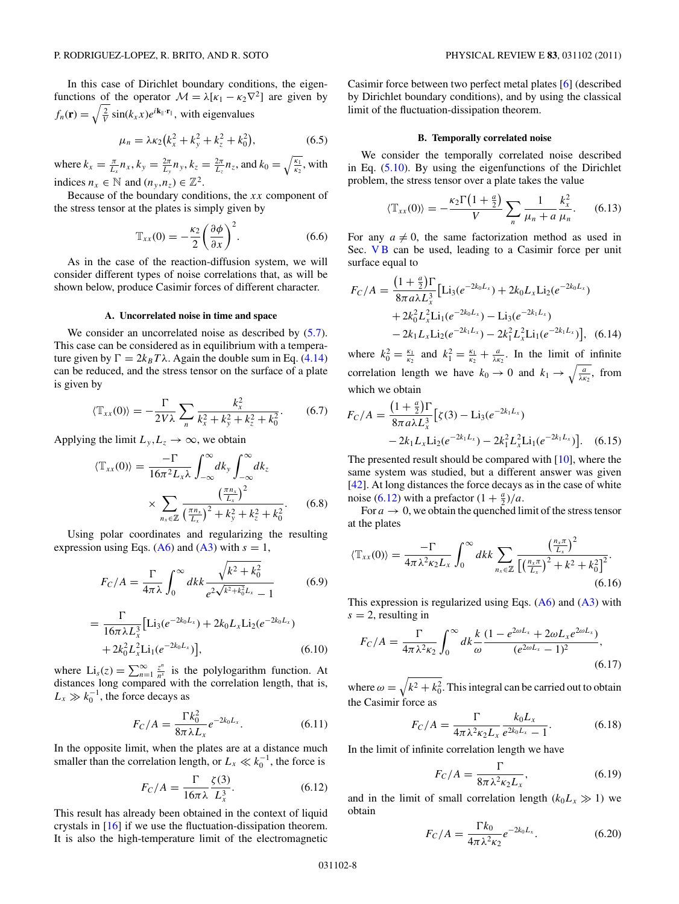In this case of Dirichlet boundary conditions, the eigenfunctions of the operator $\mathcal{M} = \lambda[\kappa_1 - \kappa_2\nabla^2]$ are given by $f_n(\mathbf{r}) = \sqrt{\frac{2}{V}}\sin(k_x x)e^{i\mathbf{k}_\parallel\cdot\mathbf{r}_\parallel}$, with eigenvalues

$$\mu_n = \lambda\kappa_2\left(k_x^2 + k_y^2 + k_z^2 + k_0^2\right), \tag{6.5}$$

where $k_x = \frac{\pi}{L_x}n_x$, $k_y = \frac{2\pi}{L_y}n_y$, $k_z = \frac{2\pi}{L_z}n_z$, and $k_0 = \sqrt{\frac{\kappa_1}{\kappa_2}}$, with indices $n_x \in \mathbb{N}$ and $(n_y, n_z) \in \mathbb{Z}^2$.

Because of the boundary conditions, the $xx$ component of the stress tensor at the plates is simply given by

$$\mathbb{T}_{xx}(0) = -\frac{\kappa_2}{2}\left(\frac{\partial\phi}{\partial x}\right)^2. \tag{6.6}$$

As in the case of the reaction-diffusion system, we will consider different types of noise correlations that, as will be shown below, produce Casimir forces of different character.

### A. Uncorrelated noise in time and space

We consider an uncorrelated noise as described by (5.7). This case can be considered as in equilibrium with a temperature given by $\Gamma = 2k_B T\lambda$. Again the double sum in Eq. (4.14) can be reduced, and the stress tensor on the surface of a plate is given by

$$\langle\mathbb{T}_{xx}(0)\rangle = -\frac{\Gamma}{2V\lambda}\sum_n \frac{k_x^2}{k_x^2 + k_y^2 + k_z^2 + k_0^2}. \tag{6.7}$$

Applying the limit $L_y, L_z \to \infty$, we obtain

$$\langle\mathbb{T}_{xx}(0)\rangle = \frac{-\Gamma}{16\pi^2 L_x\lambda}\int_{-\infty}^{\infty}dk_y\int_{-\infty}^{\infty}dk_z \times \sum_{n_x\in\mathbb{Z}}\frac{\left(\frac{\pi n_x}{L_x}\right)^2}{\left(\frac{\pi n_x}{L_x}\right)^2 + k_y^2 + k_z^2 + k_0^2}. \tag{6.8}$$

Using polar coordinates and regularizing the resulting expression using Eqs. (A6) and (A3) with $s = 1$,

$$F_C/A = \frac{\Gamma}{4\pi\lambda}\int_0^\infty dkk\frac{\sqrt{k^2 + k_0^2}}{e^{2\sqrt{k^2+k_0^2}L_x} - 1} \tag{6.9}$$

$$= \frac{\Gamma}{16\pi\lambda L_x^3}\left[\mathrm{Li}_3(e^{-2k_0L_x}) + 2k_0L_x\mathrm{Li}_2(e^{-2k_0L_x}) + 2k_0^2L_x^2\mathrm{Li}_1(e^{-2k_0L_x})\right], \tag{6.10}$$

where $\mathrm{Li}_s(z) = \sum_{n=1}^\infty \frac{z^n}{n^s}$ is the polylogarithm function. At distances long compared with the correlation length, that is, $L_x \gg k_0^{-1}$, the force decays as

$$F_C/A = \frac{\Gamma k_0^2}{8\pi\lambda L_x}e^{-2k_0L_x}. \tag{6.11}$$

In the opposite limit, when the plates are at a distance much smaller than the correlation length, or $L_x \ll k_0^{-1}$, the force is

$$F_C/A = \frac{\Gamma}{16\pi\lambda}\frac{\zeta(3)}{L_x^3}. \tag{6.12}$$

This result has already been obtained in the context of liquid crystals in [16] if we use the fluctuation-dissipation theorem. It is also the high-temperature limit of the electromagnetic Casimir force between two perfect metal plates [6] (described by Dirichlet boundary conditions), and by using the classical limit of the fluctuation-dissipation theorem.

### B. Temporally correlated noise

We consider the temporally correlated noise described in Eq. (5.10). By using the eigenfunctions of the Dirichlet problem, the stress tensor over a plate takes the value

$$\langle\mathbb{T}_{xx}(0)\rangle = -\frac{\kappa_2\Gamma\left(1+\frac{a}{2}\right)}{V}\sum_n\frac{1}{\mu_n + a}\frac{k_x^2}{\mu_n}. \tag{6.13}$$

For any $a \neq 0$, the same factorization method as used in Sec. V B can be used, leading to a Casimir force per unit surface equal to

$$F_C/A = \frac{\left(1+\frac{a}{2}\right)\Gamma}{8\pi a\lambda L_x^3}\left[\mathrm{Li}_3(e^{-2k_0L_x}) + 2k_0L_x\mathrm{Li}_2(e^{-2k_0L_x}) + 2k_0^2L_x^2\mathrm{Li}_1(e^{-2k_0L_x}) - \mathrm{Li}_3(e^{-2k_1L_x}) - 2k_1L_x\mathrm{Li}_2(e^{-2k_1L_x}) - 2k_1^2L_x^2\mathrm{Li}_1(e^{-2k_1L_x})\right], \tag{6.14}$$

where $k_0^2 = \frac{\kappa_1}{\kappa_2}$ and $k_1^2 = \frac{\kappa_1}{\kappa_2} + \frac{a}{\lambda\kappa_2}$. In the limit of infinite correlation length we have $k_0 \to 0$ and $k_1 \to \sqrt{\frac{a}{\lambda\kappa_2}}$, from which we obtain

$$F_C/A = \frac{\left(1+\frac{a}{2}\right)\Gamma}{8\pi a\lambda L_x^3}\left[\zeta(3) - \mathrm{Li}_3(e^{-2k_1L_x}) - 2k_1L_x\mathrm{Li}_2(e^{-2k_1L_x}) - 2k_1^2L_x^2\mathrm{Li}_1(e^{-2k_1L_x})\right]. \tag{6.15}$$

The presented result should be compared with [10], where the same system was studied, but a different answer was given [42]. At long distances the force decays as in the case of white noise (6.12) with a prefactor $(1+\frac{a}{2})/a$.

For $a \to 0$, we obtain the quenched limit of the stress tensor at the plates

$$\langle\mathbb{T}_{xx}(0)\rangle = \frac{-\Gamma}{4\pi\lambda^2\kappa_2 L_x}\int_0^\infty dkk\sum_{n_x\in\mathbb{Z}}\frac{\left(\frac{n_x\pi}{L_x}\right)^2}{\left[\left(\frac{n_x\pi}{L_x}\right)^2 + k^2 + k_0^2\right]^2}. \tag{6.16}$$

This expression is regularized using Eqs. (A6) and (A3) with $s = 2$, resulting in

$$F_C/A = \frac{\Gamma}{4\pi\lambda^2\kappa_2}\int_0^\infty dk\frac{k}{\omega}\frac{(1 - e^{2\omega L_x} + 2\omega L_x e^{2\omega L_x})}{(e^{2\omega L_x} - 1)^2}, \tag{6.17}$$

where $\omega = \sqrt{k^2 + k_0^2}$. This integral can be carried out to obtain the Casimir force as

$$F_C/A = \frac{\Gamma}{4\pi\lambda^2\kappa_2 L_x}\frac{k_0L_x}{e^{2k_0L_x} - 1}. \tag{6.18}$$

In the limit of infinite correlation length we have

$$F_C/A = \frac{\Gamma}{8\pi\lambda^2\kappa_2 L_x}, \tag{6.19}$$

and in the limit of small correlation length ($k_0L_x \gg 1$) we obtain

$$F_C/A = \frac{\Gamma k_0}{4\pi\lambda^2\kappa_2}e^{-2k_0L_x}. \tag{6.20}$$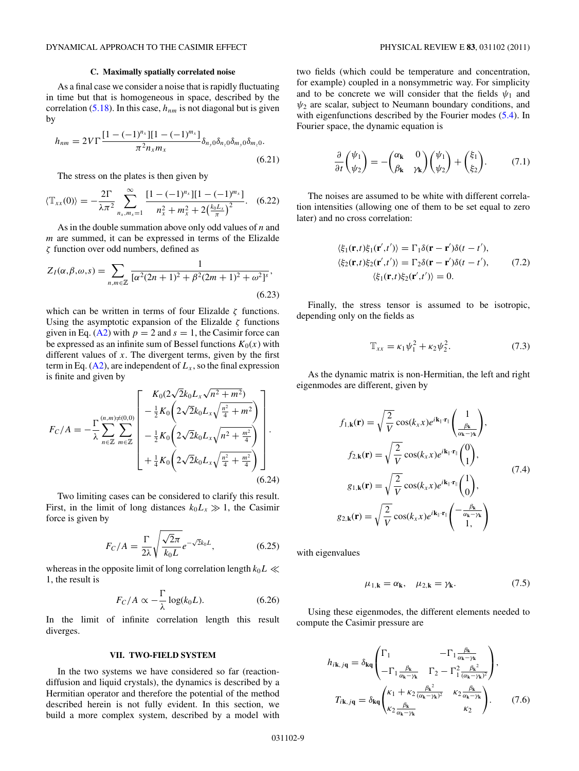### C. Maximally spatially correlated noise

As a final case we consider a noise that is rapidly fluctuating in time but that is homogeneous in space, described by the correlation (5.18). In this case, $h_{nm}$ is not diagonal but is given by

$$h_{nm} = 2V\Gamma \frac{[1-(-1)^{n_x}][1-(-1)^{m_x}]}{\pi^2 n_x m_x}\delta_{n_y 0}\delta_{n_z 0}\delta_{m_y 0}\delta_{m_z 0}. \tag{6.21}$$

The stress on the plates is then given by

$$\langle \mathbb{T}_{xx}(0)\rangle = -\frac{2\Gamma}{\lambda\pi^2}\sum_{n_x,m_x=1}^{\infty}\frac{[1-(-1)^{n_x}][1-(-1)^{m_x}]}{n_x^2+m_x^2+2\left(\frac{k_0 L_x}{\pi}\right)^2}. \tag{6.22}$$

As in the double summation above only odd values of $n$ and $m$ are summed, it can be expressed in terms of the Elizalde $\zeta$ function over odd numbers, defined as

$$Z_I(\alpha,\beta,\omega,s) = \sum_{n,m\in\mathbb{Z}}\frac{1}{[\alpha^2(2n+1)^2+\beta^2(2m+1)^2+\omega^2]^s}, \tag{6.23}$$

which can be written in terms of four Elizalde $\zeta$ functions. Using the asymptotic expansion of the Elizalde $\zeta$ functions given in Eq. (A2) with $p=2$ and $s=1$, the Casimir force can be expressed as an infinite sum of Bessel functions $K_0(x)$ with different values of $x$. The divergent terms, given by the first term in Eq. (A2), are independent of $L_x$, so the final expression is finite and given by

$$F_C/A = -\frac{\Gamma}{\lambda}\sum_{n\in\mathbb{Z}}\sum_{m\in\mathbb{Z}}^{(n,m)\neq(0,0)}\left[\begin{array}{c} K_0(2\sqrt{2}k_0L_x\sqrt{n^2+m^2}) \\ -\frac{1}{2}K_0\left(2\sqrt{2}k_0L_x\sqrt{\frac{n^2}{4}+m^2}\right) \\ -\frac{1}{2}K_0\left(2\sqrt{2}k_0L_x\sqrt{n^2+\frac{m^2}{4}}\right) \\ +\frac{1}{4}K_0\left(2\sqrt{2}k_0L_x\sqrt{\frac{n^2}{4}+\frac{m^2}{4}}\right)\end{array}\right]. \tag{6.24}$$

Two limiting cases can be considered to clarify this result. First, in the limit of long distances $k_0L_x \gg 1$, the Casimir force is given by

$$F_C/A = \frac{\Gamma}{2\lambda}\sqrt{\frac{\sqrt{2}\pi}{k_0 L}}e^{-\sqrt{2}k_0 L}, \tag{6.25}$$

whereas in the opposite limit of long correlation length $k_0 L \ll 1$, the result is

$$F_C/A \propto -\frac{\Gamma}{\lambda}\log(k_0 L). \tag{6.26}$$

In the limit of infinite correlation length this result diverges.

## VII. TWO-FIELD SYSTEM

In the two systems we have considered so far (reaction-diffusion and liquid crystals), the dynamics is described by a Hermitian operator and therefore the potential of the method described herein is not fully evident. In this section, we build a more complex system, described by a model with two fields (which could be temperature and concentration, for example) coupled in a nonsymmetric way. For simplicity and to be concrete we will consider that the fields $\psi_1$ and $\psi_2$ are scalar, subject to Neumann boundary conditions, and with eigenfunctions described by the Fourier modes (5.4). In Fourier space, the dynamic equation is

$$\frac{\partial}{\partial t}\begin{pmatrix}\psi_1\\ \psi_2\end{pmatrix} = -\begin{pmatrix}\alpha_{\mathbf{k}} & 0\\ \beta_{\mathbf{k}} & \gamma_{\mathbf{k}}\end{pmatrix}\begin{pmatrix}\psi_1\\ \psi_2\end{pmatrix} + \begin{pmatrix}\xi_1\\ \xi_2\end{pmatrix}. \tag{7.1}$$

The noises are assumed to be white with different correlation intensities (allowing one of them to be set equal to zero later) and no cross correlation:

$$\begin{gathered}\langle \xi_1(\mathbf{r},t)\xi_1(\mathbf{r}',t')\rangle = \Gamma_1\delta(\mathbf{r}-\mathbf{r}')\delta(t-t'),\\ \langle \xi_2(\mathbf{r},t)\xi_2(\mathbf{r}',t')\rangle = \Gamma_2\delta(\mathbf{r}-\mathbf{r}')\delta(t-t'),\\ \langle \xi_1(\mathbf{r},t)\xi_2(\mathbf{r}',t')\rangle = 0.\end{gathered} \tag{7.2}$$

Finally, the stress tensor is assumed to be isotropic, depending only on the fields as

$$\mathbb{T}_{xx} = \kappa_1\psi_1^2 + \kappa_2\psi_2^2. \tag{7.3}$$

As the dynamic matrix is non-Hermitian, the left and right eigenmodes are different, given by

$$\begin{aligned} f_{1,\mathbf{k}}(\mathbf{r}) &= \sqrt{\frac{2}{V}}\cos(k_x x)e^{i\mathbf{k}_\parallel\cdot\mathbf{r}_\parallel}\begin{pmatrix}1\\ \frac{\beta_{\mathbf{k}}}{\alpha_{\mathbf{k}}-\gamma_{\mathbf{k}}}\end{pmatrix},\\ f_{2,\mathbf{k}}(\mathbf{r}) &= \sqrt{\frac{2}{V}}\cos(k_x x)e^{i\mathbf{k}_\parallel\cdot\mathbf{r}_\parallel}\begin{pmatrix}0\\ 1\end{pmatrix},\\ g_{1,\mathbf{k}}(\mathbf{r}) &= \sqrt{\frac{2}{V}}\cos(k_x x)e^{i\mathbf{k}_\parallel\cdot\mathbf{r}_\parallel}\begin{pmatrix}1\\ 0\end{pmatrix},\\ g_{2,\mathbf{k}}(\mathbf{r}) &= \sqrt{\frac{2}{V}}\cos(k_x x)e^{i\mathbf{k}_\parallel\cdot\mathbf{r}_\parallel}\begin{pmatrix}-\frac{\beta_{\mathbf{k}}}{\alpha_{\mathbf{k}}-\gamma_{\mathbf{k}}}\\ 1,\end{pmatrix}\end{aligned} \tag{7.4}$$

with eigenvalues

$$\mu_{1,\mathbf{k}} = \alpha_{\mathbf{k}}, \quad \mu_{2,\mathbf{k}} = \gamma_{\mathbf{k}}. \tag{7.5}$$

Using these eigenmodes, the different elements needed to compute the Casimir pressure are

$$\begin{aligned} h_{i\mathbf{k},j\mathbf{q}} &= \delta_{\mathbf{kq}}\begin{pmatrix}\Gamma_1 & -\Gamma_1\frac{\beta_{\mathbf{k}}}{\alpha_{\mathbf{k}}-\gamma_{\mathbf{k}}}\\ -\Gamma_1\frac{\beta_{\mathbf{k}}}{\alpha_{\mathbf{k}}-\gamma_{\mathbf{k}}} & \Gamma_2-\Gamma_1^2\frac{\beta_{\mathbf{k}}{}^2}{(\alpha_{\mathbf{k}}-\gamma_{\mathbf{k}})^2}\end{pmatrix},\\ T_{i\mathbf{k},j\mathbf{q}} &= \delta_{\mathbf{kq}}\begin{pmatrix}\kappa_1+\kappa_2\frac{\beta_{\mathbf{k}}{}^2}{(\alpha_{\mathbf{k}}-\gamma_{\mathbf{k}})^2} & \kappa_2\frac{\beta_{\mathbf{k}}}{\alpha_{\mathbf{k}}-\gamma_{\mathbf{k}}}\\ \kappa_2\frac{\beta_{\mathbf{k}}}{\alpha_{\mathbf{k}}-\gamma_{\mathbf{k}}} & \kappa_2\end{pmatrix}.\end{aligned} \tag{7.6}$$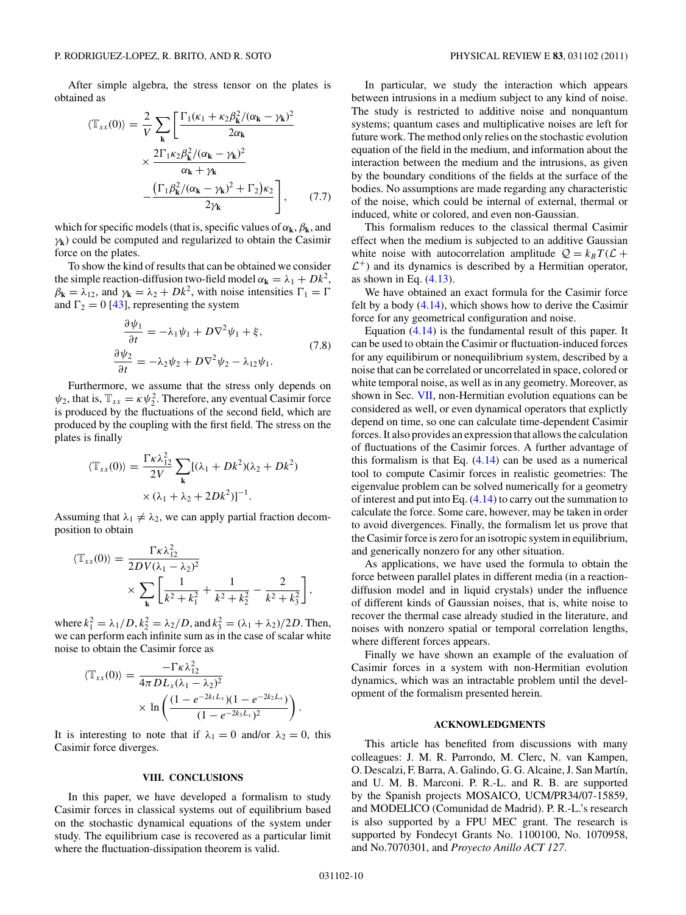After simple algebra, the stress tensor on the plates is obtained as

$$\langle \mathbb{T}_{xx}(0)\rangle = \frac{2}{V}\sum_{\mathbf{k}}\left[\frac{\Gamma_1(\kappa_1 + \kappa_2\beta_{\mathbf{k}}^2/(\alpha_{\mathbf{k}}-\gamma_{\mathbf{k}})^2}{2\alpha_{\mathbf{k}}} \times \frac{2\Gamma_1\kappa_2\beta_{\mathbf{k}}^2/(\alpha_{\mathbf{k}}-\gamma_{\mathbf{k}})^2}{\alpha_{\mathbf{k}}+\gamma_{\mathbf{k}}} - \frac{\left(\Gamma_1\beta_{\mathbf{k}}^2/(\alpha_{\mathbf{k}}-\gamma_{\mathbf{k}})^2 + \Gamma_2\right)\kappa_2}{2\gamma_{\mathbf{k}}}\right], \tag{7.7}$$

which for specific models (that is, specific values of $\alpha_{\mathbf{k}}$, $\beta_{\mathbf{k}}$, and $\gamma_{\mathbf{k}}$) could be computed and regularized to obtain the Casimir force on the plates.

To show the kind of results that can be obtained we consider the simple reaction-diffusion two-field model $\alpha_{\mathbf{k}} = \lambda_1 + Dk^2$, $\beta_{\mathbf{k}} = \lambda_{12}$, and $\gamma_{\mathbf{k}} = \lambda_2 + Dk^2$, with noise intensities $\Gamma_1 = \Gamma$ and $\Gamma_2 = 0$ [43], representing the system

$$\begin{aligned}\frac{\partial\psi_1}{\partial t} &= -\lambda_1\psi_1 + D\nabla^2\psi_1 + \xi,\\ \frac{\partial\psi_2}{\partial t} &= -\lambda_2\psi_2 + D\nabla^2\psi_2 - \lambda_{12}\psi_1.\end{aligned} \tag{7.8}$$

Furthermore, we assume that the stress only depends on $\psi_2$, that is, $\mathbb{T}_{xx} = \kappa\psi_2^2$. Therefore, any eventual Casimir force is produced by the fluctuations of the second field, which are produced by the coupling with the first field. The stress on the plates is finally

$$\langle \mathbb{T}_{xx}(0)\rangle = \frac{\Gamma\kappa\lambda_{12}^2}{2V}\sum_{\mathbf{k}}[(\lambda_1 + Dk^2)(\lambda_2 + Dk^2) \times (\lambda_1 + \lambda_2 + 2Dk^2)]^{-1}.$$

Assuming that $\lambda_1 \neq \lambda_2$, we can apply partial fraction decomposition to obtain

$$\langle \mathbb{T}_{xx}(0)\rangle = \frac{\Gamma\kappa\lambda_{12}^2}{2DV(\lambda_1-\lambda_2)^2} \times \sum_{\mathbf{k}}\left[\frac{1}{k^2+k_1^2} + \frac{1}{k^2+k_2^2} - \frac{2}{k^2+k_3^2}\right],$$

where $k_1^2 = \lambda_1/D$, $k_2^2 = \lambda_2/D$, and $k_3^2 = (\lambda_1+\lambda_2)/2D$. Then, we can perform each infinite sum as in the case of scalar white noise to obtain the Casimir force as

$$\langle \mathbb{T}_{xx}(0)\rangle = \frac{-\Gamma\kappa\lambda_{12}^2}{4\pi DL_x(\lambda_1-\lambda_2)^2} \times \ln\left(\frac{(1-e^{-2k_1L_x})(1-e^{-2k_2L_x})}{(1-e^{-2k_3L_x})^2}\right).$$

It is interesting to note that if $\lambda_1 = 0$ and/or $\lambda_2 = 0$, this Casimir force diverges.

## VIII. CONCLUSIONS

In this paper, we have developed a formalism to study Casimir forces in classical systems out of equilibrium based on the stochastic dynamical equations of the system under study. The equilibrium case is recovered as a particular limit where the fluctuation-dissipation theorem is valid.

In particular, we study the interaction which appears between intrusions in a medium subject to any kind of noise. The study is restricted to additive noise and nonquantum systems; quantum cases and multiplicative noises are left for future work. The method only relies on the stochastic evolution equation of the field in the medium, and information about the interaction between the medium and the intrusions, as given by the boundary conditions of the fields at the surface of the bodies. No assumptions are made regarding any characteristic of the noise, which could be internal of external, thermal or induced, white or colored, and even non-Gaussian.

This formalism reduces to the classical thermal Casimir effect when the medium is subjected to an additive Gaussian white noise with autocorrelation amplitude $\mathcal{Q} = k_BT(\mathcal{L} + \mathcal{L}^+)$ and its dynamics is described by a Hermitian operator, as shown in Eq. (4.13).

We have obtained an exact formula for the Casimir force felt by a body (4.14), which shows how to derive the Casimir force for any geometrical configuration and noise.

Equation (4.14) is the fundamental result of this paper. It can be used to obtain the Casimir or fluctuation-induced forces for any equilibirum or nonequilibrium system, described by a noise that can be correlated or uncorrelated in space, colored or white temporal noise, as well as in any geometry. Moreover, as shown in Sec. VII, non-Hermitian evolution equations can be considered as well, or even dynamical operators that explictly depend on time, so one can calculate time-dependent Casimir forces. It also provides an expression that allows the calculation of fluctuations of the Casimir forces. A further advantage of this formalism is that Eq. (4.14) can be used as a numerical tool to compute Casimir forces in realistic geometries: The eigenvalue problem can be solved numerically for a geometry of interest and put into Eq. (4.14) to carry out the summation to calculate the force. Some care, however, may be taken in order to avoid divergences. Finally, the formalism let us prove that the Casimir force is zero for an isotropic system in equilibrium, and generically nonzero for any other situation.

As applications, we have used the formula to obtain the force between parallel plates in different media (in a reaction-diffusion model and in liquid crystals) under the influence of different kinds of Gaussian noises, that is, white noise to recover the thermal case already studied in the literature, and noises with nonzero spatial or temporal correlation lengths, where different forces appears.

Finally we have shown an example of the evaluation of Casimir forces in a system with non-Hermitian evolution dynamics, which was an intractable problem until the development of the formalism presented herein.

## ACKNOWLEDGMENTS

This article has benefited from discussions with many colleagues: J. M. R. Parrondo, M. Clerc, N. van Kampen, O. Descalzi, F. Barra, A. Galindo, G. G. Alcaine, J. San Martín, and U. M. B. Marconi. P. R.-L. and R. B. are supported by the Spanish projects MOSAICO, UCM/PR34/07-15859, and MODELICO (Comunidad de Madrid). P. R.-L.'s research is also supported by a FPU MEC grant. The research is supported by Fondecyt Grants No. 1100100, No. 1070958, and No.7070301, and *Proyecto Anillo ACT 127*.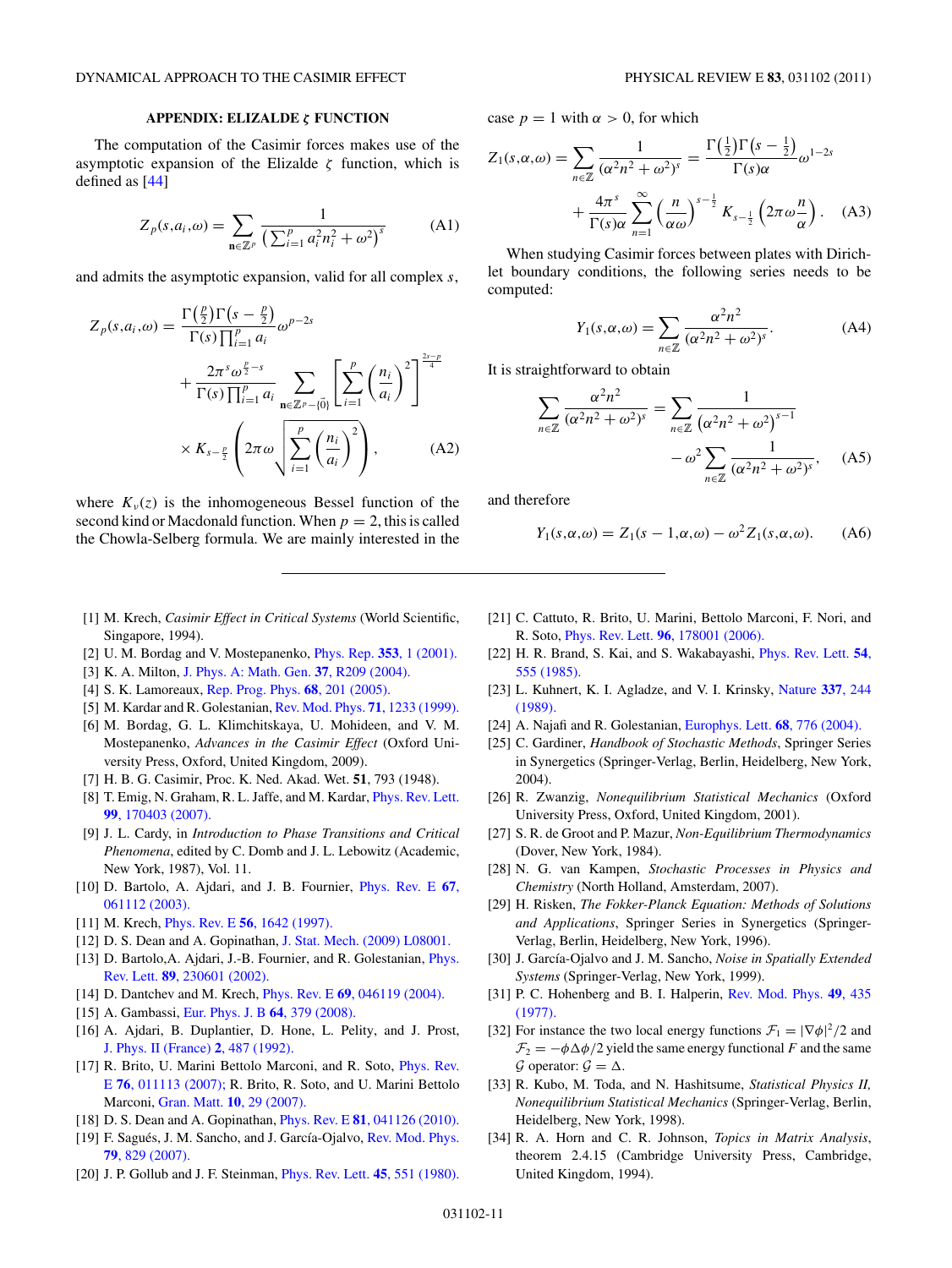### APPENDIX: ELIZALDE $\zeta$ FUNCTION

The computation of the Casimir forces makes use of the asymptotic expansion of the Elizalde $\zeta$ function, which is defined as [44]

$$Z_p(s,a_i,\omega) = \sum_{\mathbf{n}\in\mathbb{Z}^p} \frac{1}{\left(\sum_{i=1}^p a_i^2 n_i^2 + \omega^2\right)^s} \tag{A1}$$

and admits the asymptotic expansion, valid for all complex $s$,

$$\begin{aligned} Z_p(s,a_i,\omega) = {}& \frac{\Gamma\left(\frac{p}{2}\right)\Gamma\left(s-\frac{p}{2}\right)}{\Gamma(s)\prod_{i=1}^p a_i}\omega^{p-2s} \\ &+ \frac{2\pi^s \omega^{\frac{p}{2}-s}}{\Gamma(s)\prod_{i=1}^p a_i} \sum_{\mathbf{n}\in\mathbb{Z}^p-\{\vec{0}\}} \left[\sum_{i=1}^p \left(\frac{n_i}{a_i}\right)^2\right]^{\frac{2s-p}{4}} \\ &\times K_{s-\frac{p}{2}}\left(2\pi\omega\sqrt{\sum_{i=1}^p \left(\frac{n_i}{a_i}\right)^2}\right), \end{aligned} \tag{A2}$$

where $K_\nu(z)$ is the inhomogeneous Bessel function of the second kind or Macdonald function. When $p=2$, this is called the Chowla-Selberg formula. We are mainly interested in the case $p=1$ with $\alpha>0$, for which

$$\begin{aligned} Z_1(s,\alpha,\omega) = \sum_{n\in\mathbb{Z}} \frac{1}{(\alpha^2 n^2+\omega^2)^s} = {}& \frac{\Gamma\left(\frac{1}{2}\right)\Gamma\left(s-\frac{1}{2}\right)}{\Gamma(s)\alpha}\omega^{1-2s} \\ &+ \frac{4\pi^s}{\Gamma(s)\alpha}\sum_{n=1}^{\infty}\left(\frac{n}{\alpha\omega}\right)^{s-\frac{1}{2}} K_{s-\frac{1}{2}}\left(2\pi\omega\frac{n}{\alpha}\right). \end{aligned} \tag{A3}$$

When studying Casimir forces between plates with Dirichlet boundary conditions, the following series needs to be computed:

$$Y_1(s,\alpha,\omega) = \sum_{n\in\mathbb{Z}} \frac{\alpha^2 n^2}{(\alpha^2 n^2+\omega^2)^s}. \tag{A4}$$

It is straightforward to obtain

$$\sum_{n\in\mathbb{Z}} \frac{\alpha^2 n^2}{(\alpha^2 n^2+\omega^2)^s} = \sum_{n\in\mathbb{Z}} \frac{1}{(\alpha^2 n^2+\omega^2)^{s-1}} - \omega^2 \sum_{n\in\mathbb{Z}} \frac{1}{(\alpha^2 n^2+\omega^2)^s}, \tag{A5}$$

and therefore

$$Y_1(s,\alpha,\omega) = Z_1(s-1,\alpha,\omega) - \omega^2 Z_1(s,\alpha,\omega). \tag{A6}$$

---

[1] M. Krech, *Casimir Effect in Critical Systems* (World Scientific, Singapore, 1994).
[2] U. M. Bordag and V. Mostepanenko, Phys. Rep. **353**, 1 (2001).
[3] K. A. Milton, J. Phys. A: Math. Gen. **37**, R209 (2004).
[4] S. K. Lamoreaux, Rep. Prog. Phys. **68**, 201 (2005).
[5] M. Kardar and R. Golestanian, Rev. Mod. Phys. **71**, 1233 (1999).
[6] M. Bordag, G. L. Klimchitskaya, U. Mohideen, and V. M. Mostepanenko, *Advances in the Casimir Effect* (Oxford University Press, Oxford, United Kingdom, 2009).
[7] H. B. G. Casimir, Proc. K. Ned. Akad. Wet. **51**, 793 (1948).
[8] T. Emig, N. Graham, R. L. Jaffe, and M. Kardar, Phys. Rev. Lett. **99**, 170403 (2007).
[9] J. L. Cardy, in *Introduction to Phase Transitions and Critical Phenomena*, edited by C. Domb and J. L. Lebowitz (Academic, New York, 1987), Vol. 11.
[10] D. Bartolo, A. Ajdari, and J. B. Fournier, Phys. Rev. E **67**, 061112 (2003).
[11] M. Krech, Phys. Rev. E **56**, 1642 (1997).
[12] D. S. Dean and A. Gopinathan, J. Stat. Mech. (2009) L08001.
[13] D. Bartolo,A. Ajdari, J.-B. Fournier, and R. Golestanian, Phys. Rev. Lett. **89**, 230601 (2002).
[14] D. Dantchev and M. Krech, Phys. Rev. E **69**, 046119 (2004).
[15] A. Gambassi, Eur. Phys. J. B **64**, 379 (2008).
[16] A. Ajdari, B. Duplantier, D. Hone, L. Pelity, and J. Prost, J. Phys. II (France) **2**, 487 (1992).
[17] R. Brito, U. Marini Bettolo Marconi, and R. Soto, Phys. Rev. E **76**, 011113 (2007); R. Brito, R. Soto, and U. Marini Bettolo Marconi, Gran. Matt. **10**, 29 (2007).
[18] D. S. Dean and A. Gopinathan, Phys. Rev. E **81**, 041126 (2010).
[19] F. Sagués, J. M. Sancho, and J. García-Ojalvo, Rev. Mod. Phys. **79**, 829 (2007).
[20] J. P. Gollub and J. F. Steinman, Phys. Rev. Lett. **45**, 551 (1980).
[21] C. Cattuto, R. Brito, U. Marini, Bettolo Marconi, F. Nori, and R. Soto, Phys. Rev. Lett. **96**, 178001 (2006).
[22] H. R. Brand, S. Kai, and S. Wakabayashi, Phys. Rev. Lett. **54**, 555 (1985).
[23] L. Kuhnert, K. I. Agladze, and V. I. Krinsky, Nature **337**, 244 (1989).
[24] A. Najafi and R. Golestanian, Europhys. Lett. **68**, 776 (2004).
[25] C. Gardiner, *Handbook of Stochastic Methods*, Springer Series in Synergetics (Springer-Verlag, Berlin, Heidelberg, New York, 2004).
[26] R. Zwanzig, *Nonequilibrium Statistical Mechanics* (Oxford University Press, Oxford, United Kingdom, 2001).
[27] S. R. de Groot and P. Mazur, *Non-Equilibrium Thermodynamics* (Dover, New York, 1984).
[28] N. G. van Kampen, *Stochastic Processes in Physics and Chemistry* (North Holland, Amsterdam, 2007).
[29] H. Risken, *The Fokker-Planck Equation: Methods of Solutions and Applications*, Springer Series in Synergetics (Springer-Verlag, Berlin, Heidelberg, New York, 1996).
[30] J. García-Ojalvo and J. M. Sancho, *Noise in Spatially Extended Systems* (Springer-Verlag, New York, 1999).
[31] P. C. Hohenberg and B. I. Halperin, Rev. Mod. Phys. **49**, 435 (1977).
[32] For instance the two local energy functions $\mathcal{F}_1 = |\nabla\phi|^2/2$ and $\mathcal{F}_2 = -\phi\Delta\phi/2$ yield the same energy functional $F$ and the same $\mathcal{G}$ operator: $\mathcal{G} = \Delta$.
[33] R. Kubo, M. Toda, and N. Hashitsume, *Statistical Physics II, Nonequilibrium Statistical Mechanics* (Springer-Verlag, Berlin, Heidelberg, New York, 1998).
[34] R. A. Horn and C. R. Johnson, *Topics in Matrix Analysis*, theorem 2.4.15 (Cambridge University Press, Cambridge, United Kingdom, 1994).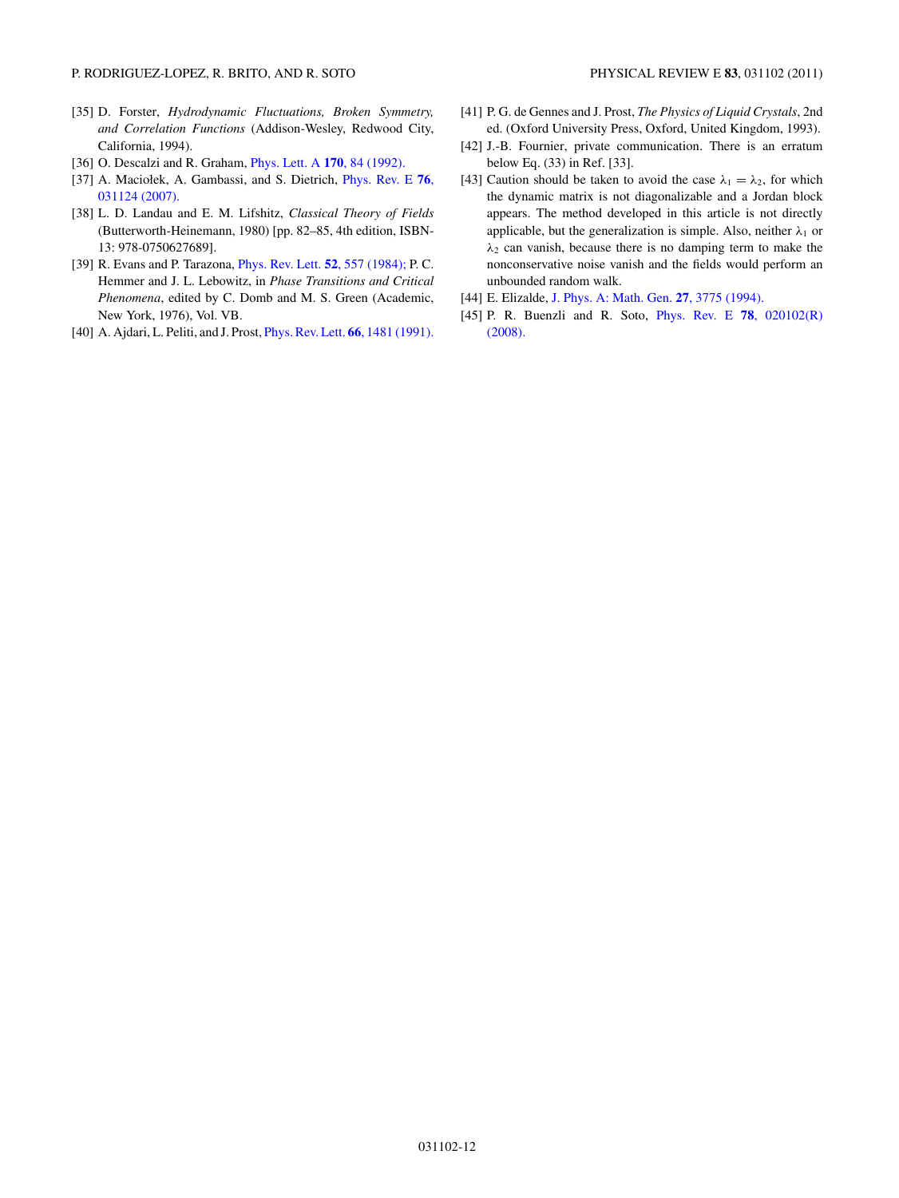[35] D. Forster, *Hydrodynamic Fluctuations, Broken Symmetry, and Correlation Functions* (Addison-Wesley, Redwood City, California, 1994).

[36] O. Descalzi and R. Graham, Phys. Lett. A **170**, 84 (1992).

[37] A. Maciołek, A. Gambassi, and S. Dietrich, Phys. Rev. E **76**, 031124 (2007).

[38] L. D. Landau and E. M. Lifshitz, *Classical Theory of Fields* (Butterworth-Heinemann, 1980) [pp. 82–85, 4th edition, ISBN-13: 978-0750627689].

[39] R. Evans and P. Tarazona, Phys. Rev. Lett. **52**, 557 (1984); P. C. Hemmer and J. L. Lebowitz, in *Phase Transitions and Critical Phenomena*, edited by C. Domb and M. S. Green (Academic, New York, 1976), Vol. VB.

[40] A. Ajdari, L. Peliti, and J. Prost, Phys. Rev. Lett. **66**, 1481 (1991).

[41] P. G. de Gennes and J. Prost, *The Physics of Liquid Crystals*, 2nd ed. (Oxford University Press, Oxford, United Kingdom, 1993).

[42] J.-B. Fournier, private communication. There is an erratum below Eq. (33) in Ref. [33].

[43] Caution should be taken to avoid the case $\lambda_1 = \lambda_2$, for which the dynamic matrix is not diagonalizable and a Jordan block appears. The method developed in this article is not directly applicable, but the generalization is simple. Also, neither $\lambda_1$ or $\lambda_2$ can vanish, because there is no damping term to make the nonconservative noise vanish and the fields would perform an unbounded random walk.

[44] E. Elizalde, J. Phys. A: Math. Gen. **27**, 3775 (1994).

[45] P. R. Buenzli and R. Soto, Phys. Rev. E **78**, 020102(R) (2008).